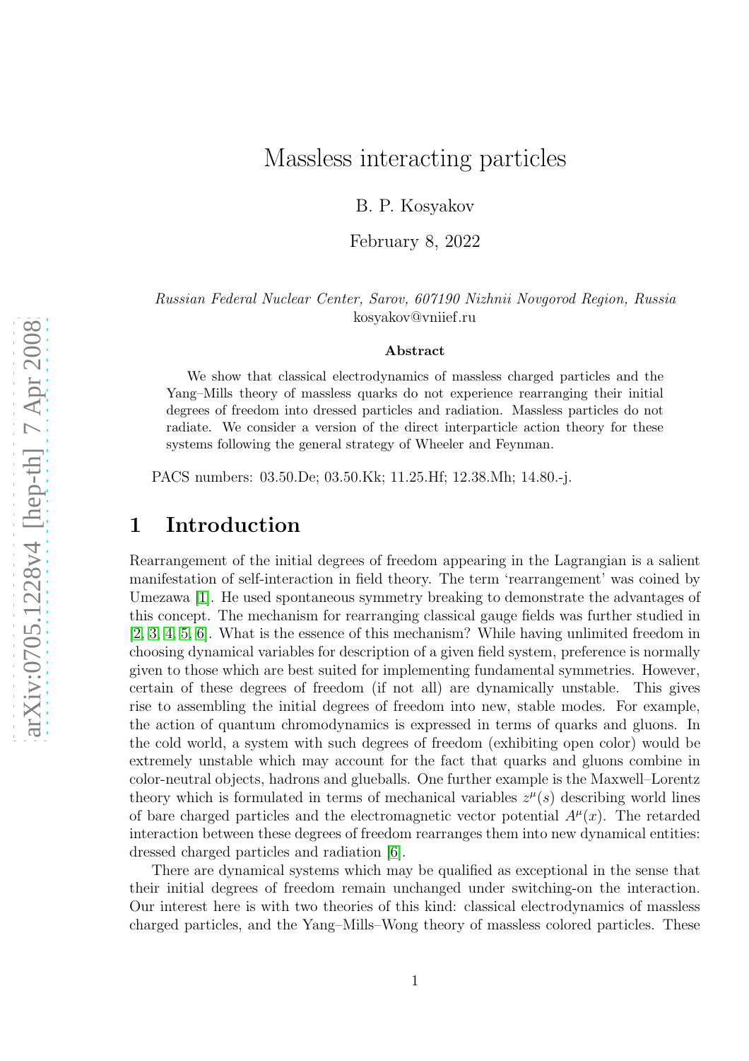# Massless interacting particles

B. P. Kosyakov

February 8, 2022

*Russian Federal Nuclear Center, Sarov, 607190 Nizhnii Novgorod Region, Russia*
kosyakov@vniief.ru

**Abstract**

We show that classical electrodynamics of massless charged particles and the Yang–Mills theory of massless quarks do not experience rearranging their initial degrees of freedom into dressed particles and radiation. Massless particles do not radiate. We consider a version of the direct interparticle action theory for these systems following the general strategy of Wheeler and Feynman.

PACS numbers: 03.50.De; 03.50.Kk; 11.25.Hf; 12.38.Mh; 14.80.-j.

## 1 Introduction

Rearrangement of the initial degrees of freedom appearing in the Lagrangian is a salient manifestation of self-interaction in field theory. The term 'rearrangement' was coined by Umezawa [1]. He used spontaneous symmetry breaking to demonstrate the advantages of this concept. The mechanism for rearranging classical gauge fields was further studied in [2, 3, 4, 5, 6]. What is the essence of this mechanism? While having unlimited freedom in choosing dynamical variables for description of a given field system, preference is normally given to those which are best suited for implementing fundamental symmetries. However, certain of these degrees of freedom (if not all) are dynamically unstable. This gives rise to assembling the initial degrees of freedom into new, stable modes. For example, the action of quantum chromodynamics is expressed in terms of quarks and gluons. In the cold world, a system with such degrees of freedom (exhibiting open color) would be extremely unstable which may account for the fact that quarks and gluons combine in color-neutral objects, hadrons and glueballs. One further example is the Maxwell–Lorentz theory which is formulated in terms of mechanical variables $z^{\mu}(s)$ describing world lines of bare charged particles and the electromagnetic vector potential $A^{\mu}(x)$. The retarded interaction between these degrees of freedom rearranges them into new dynamical entities: dressed charged particles and radiation [6].

There are dynamical systems which may be qualified as exceptional in the sense that their initial degrees of freedom remain unchanged under switching-on the interaction. Our interest here is with two theories of this kind: classical electrodynamics of massless charged particles, and the Yang–Mills–Wong theory of massless colored particles. These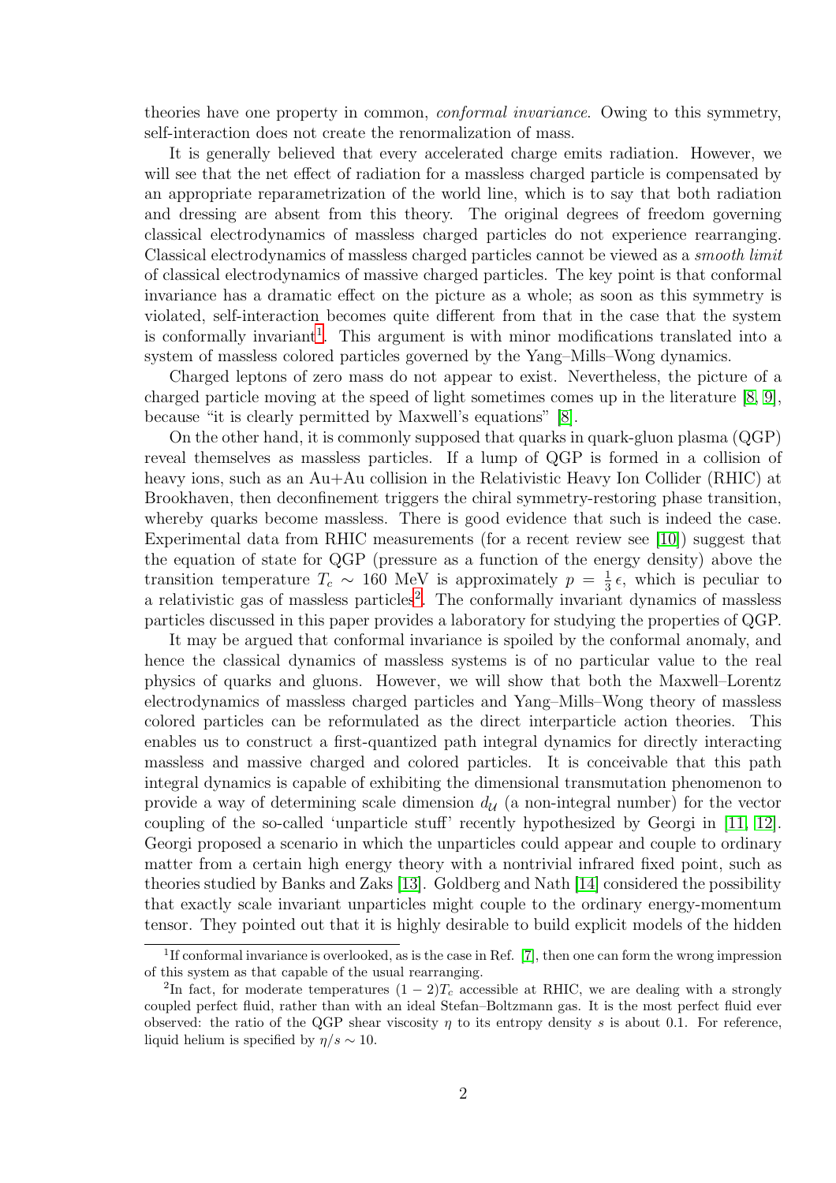theories have one property in common, *conformal invariance*. Owing to this symmetry, self-interaction does not create the renormalization of mass.

It is generally believed that every accelerated charge emits radiation. However, we will see that the net effect of radiation for a massless charged particle is compensated by an appropriate reparametrization of the world line, which is to say that both radiation and dressing are absent from this theory. The original degrees of freedom governing classical electrodynamics of massless charged particles do not experience rearranging. Classical electrodynamics of massless charged particles cannot be viewed as a *smooth limit* of classical electrodynamics of massive charged particles. The key point is that conformal invariance has a dramatic effect on the picture as a whole; as soon as this symmetry is violated, self-interaction becomes quite different from that in the case that the system is conformally invariant[1]. This argument is with minor modifications translated into a system of massless colored particles governed by the Yang–Mills–Wong dynamics.

Charged leptons of zero mass do not appear to exist. Nevertheless, the picture of a charged particle moving at the speed of light sometimes comes up in the literature [8, 9], because "it is clearly permitted by Maxwell's equations" [8].

On the other hand, it is commonly supposed that quarks in quark-gluon plasma (QGP) reveal themselves as massless particles. If a lump of QGP is formed in a collision of heavy ions, such as an Au+Au collision in the Relativistic Heavy Ion Collider (RHIC) at Brookhaven, then deconfinement triggers the chiral symmetry-restoring phase transition, whereby quarks become massless. There is good evidence that such is indeed the case. Experimental data from RHIC measurements (for a recent review see [10]) suggest that the equation of state for QGP (pressure as a function of the energy density) above the transition temperature $T_c \sim 160$ MeV is approximately $p = \frac{1}{3}\,\epsilon$, which is peculiar to a relativistic gas of massless particles[2]. The conformally invariant dynamics of massless particles discussed in this paper provides a laboratory for studying the properties of QGP.

It may be argued that conformal invariance is spoiled by the conformal anomaly, and hence the classical dynamics of massless systems is of no particular value to the real physics of quarks and gluons. However, we will show that both the Maxwell–Lorentz electrodynamics of massless charged particles and Yang–Mills–Wong theory of massless colored particles can be reformulated as the direct interparticle action theories. This enables us to construct a first-quantized path integral dynamics for directly interacting massless and massive charged and colored particles. It is conceivable that this path integral dynamics is capable of exhibiting the dimensional transmutation phenomenon to provide a way of determining scale dimension $d_{\mathcal{U}}$ (a non-integral number) for the vector coupling of the so-called 'unparticle stuff' recently hypothesized by Georgi in [11, 12]. Georgi proposed a scenario in which the unparticles could appear and couple to ordinary matter from a certain high energy theory with a nontrivial infrared fixed point, such as theories studied by Banks and Zaks [13]. Goldberg and Nath [14] considered the possibility that exactly scale invariant unparticles might couple to the ordinary energy-momentum tensor. They pointed out that it is highly desirable to build explicit models of the hidden

---

[1] If conformal invariance is overlooked, as is the case in Ref. [7], then one can form the wrong impression of this system as that capable of the usual rearranging.

[2] In fact, for moderate temperatures $(1-2)T_c$ accessible at RHIC, we are dealing with a strongly coupled perfect fluid, rather than with an ideal Stefan–Boltzmann gas. It is the most perfect fluid ever observed: the ratio of the QGP shear viscosity $\eta$ to its entropy density $s$ is about 0.1. For reference, liquid helium is specified by $\eta/s \sim 10$.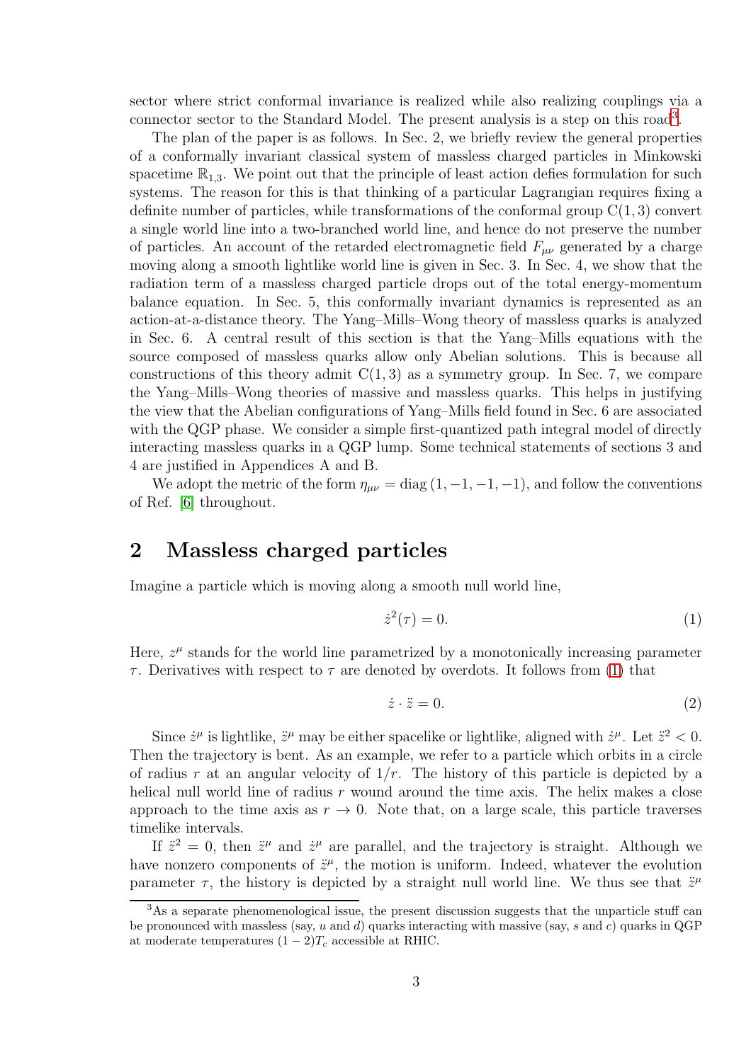sector where strict conformal invariance is realized while also realizing couplings via a connector sector to the Standard Model. The present analysis is a step on this road[3].

The plan of the paper is as follows. In Sec. 2, we briefly review the general properties of a conformally invariant classical system of massless charged particles in Minkowski spacetime $\mathbb{R}_{1,3}$. We point out that the principle of least action defies formulation for such systems. The reason for this is that thinking of a particular Lagrangian requires fixing a definite number of particles, while transformations of the conformal group $C(1,3)$ convert a single world line into a two-branched world line, and hence do not preserve the number of particles. An account of the retarded electromagnetic field $F_{\mu\nu}$ generated by a charge moving along a smooth lightlike world line is given in Sec. 3. In Sec. 4, we show that the radiation term of a massless charged particle drops out of the total energy-momentum balance equation. In Sec. 5, this conformally invariant dynamics is represented as an action-at-a-distance theory. The Yang–Mills–Wong theory of massless quarks is analyzed in Sec. 6. A central result of this section is that the Yang–Mills equations with the source composed of massless quarks allow only Abelian solutions. This is because all constructions of this theory admit $C(1,3)$ as a symmetry group. In Sec. 7, we compare the Yang–Mills–Wong theories of massive and massless quarks. This helps in justifying the view that the Abelian configurations of Yang–Mills field found in Sec. 6 are associated with the QGP phase. We consider a simple first-quantized path integral model of directly interacting massless quarks in a QGP lump. Some technical statements of sections 3 and 4 are justified in Appendices A and B.

We adopt the metric of the form $\eta_{\mu\nu} = \mathrm{diag}\,(1,-1,-1,-1)$, and follow the conventions of Ref. [6] throughout.

## 2 Massless charged particles

Imagine a particle which is moving along a smooth null world line,

$$\dot{z}^2(\tau) = 0. \tag{1}$$

Here, $z^\mu$ stands for the world line parametrized by a monotonically increasing parameter $\tau$. Derivatives with respect to $\tau$ are denoted by overdots. It follows from (1) that

$$\dot{z}\cdot\ddot{z} = 0. \tag{2}$$

Since $\dot{z}^\mu$ is lightlike, $\ddot{z}^\mu$ may be either spacelike or lightlike, aligned with $\dot{z}^\mu$. Let $\ddot{z}^2 < 0$. Then the trajectory is bent. As an example, we refer to a particle which orbits in a circle of radius $r$ at an angular velocity of $1/r$. The history of this particle is depicted by a helical null world line of radius $r$ wound around the time axis. The helix makes a close approach to the time axis as $r \to 0$. Note that, on a large scale, this particle traverses timelike intervals.

If $\ddot{z}^2 = 0$, then $\ddot{z}^\mu$ and $\dot{z}^\mu$ are parallel, and the trajectory is straight. Although we have nonzero components of $\ddot{z}^\mu$, the motion is uniform. Indeed, whatever the evolution parameter $\tau$, the history is depicted by a straight null world line. We thus see that $\ddot{z}^\mu$

[3] As a separate phenomenological issue, the present discussion suggests that the unparticle stuff can be pronounced with massless (say, $u$ and $d$) quarks interacting with massive (say, $s$ and $c$) quarks in QGP at moderate temperatures $(1-2)T_c$ accessible at RHIC.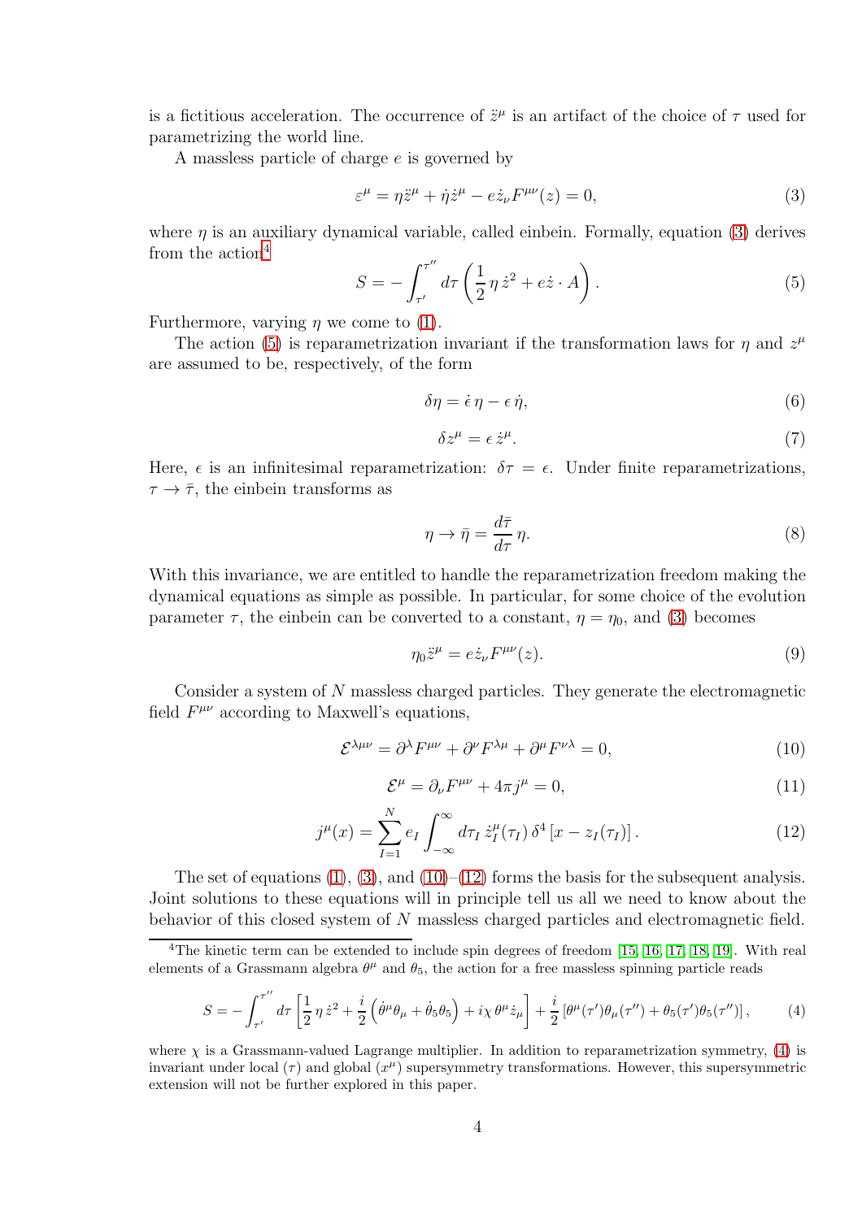is a fictitious acceleration. The occurrence of $\ddot{z}^\mu$ is an artifact of the choice of $\tau$ used for parametrizing the world line.

A massless particle of charge $e$ is governed by

$$\varepsilon^\mu = \eta \ddot{z}^\mu + \dot{\eta}\dot{z}^\mu - e\dot{z}_\nu F^{\mu\nu}(z) = 0, \tag{3}$$

where $\eta$ is an auxiliary dynamical variable, called einbein. Formally, equation (3) derives from the action[4]

$$S = -\int_{\tau'}^{\tau''} d\tau \left( \frac{1}{2}\,\eta\, \dot{z}^2 + e\dot{z}\cdot A \right). \tag{5}$$

Furthermore, varying $\eta$ we come to (1).

The action (5) is reparametrization invariant if the transformation laws for $\eta$ and $z^\mu$ are assumed to be, respectively, of the form

$$\delta\eta = \dot{\epsilon}\,\eta - \epsilon\,\dot{\eta}, \tag{6}$$

$$\delta z^\mu = \epsilon\,\dot{z}^\mu. \tag{7}$$

Here, $\epsilon$ is an infinitesimal reparametrization: $\delta\tau = \epsilon$. Under finite reparametrizations, $\tau \to \bar{\tau}$, the einbein transforms as

$$\eta \to \bar{\eta} = \frac{d\bar{\tau}}{d\tau}\,\eta. \tag{8}$$

With this invariance, we are entitled to handle the reparametrization freedom making the dynamical equations as simple as possible. In particular, for some choice of the evolution parameter $\tau$, the einbein can be converted to a constant, $\eta = \eta_0$, and (3) becomes

$$\eta_0 \ddot{z}^\mu = e\dot{z}_\nu F^{\mu\nu}(z). \tag{9}$$

Consider a system of $N$ massless charged particles. They generate the electromagnetic field $F^{\mu\nu}$ according to Maxwell's equations,

$$\mathcal{E}^{\lambda\mu\nu} = \partial^\lambda F^{\mu\nu} + \partial^\nu F^{\lambda\mu} + \partial^\mu F^{\nu\lambda} = 0, \tag{10}$$

$$\mathcal{E}^\mu = \partial_\nu F^{\mu\nu} + 4\pi j^\mu = 0, \tag{11}$$

$$j^\mu(x) = \sum_{I=1}^{N} e_I \int_{-\infty}^{\infty} d\tau_I\, \dot{z}_I^\mu(\tau_I)\, \delta^4\left[x - z_I(\tau_I)\right]. \tag{12}$$

The set of equations (1), (3), and (10)–(12) forms the basis for the subsequent analysis. Joint solutions to these equations will in principle tell us all we need to know about the behavior of this closed system of $N$ massless charged particles and electromagnetic field.

---

[4] The kinetic term can be extended to include spin degrees of freedom [15, 16, 17, 18, 19]. With real elements of a Grassmann algebra $\theta^\mu$ and $\theta_5$, the action for a free massless spinning particle reads

$$S = -\int_{\tau'}^{\tau''} d\tau \left[ \frac{1}{2}\,\eta\, \dot{z}^2 + \frac{i}{2}\left( \dot{\theta}^\mu \theta_\mu + \dot{\theta}_5 \theta_5 \right) + i\chi\, \theta^\mu \dot{z}_\mu \right] + \frac{i}{2}\left[ \theta^\mu(\tau')\theta_\mu(\tau'') + \theta_5(\tau')\theta_5(\tau'') \right], \tag{4}$$

where $\chi$ is a Grassmann-valued Lagrange multiplier. In addition to reparametrization symmetry, (4) is invariant under local ($\tau$) and global ($x^\mu$) supersymmetry transformations. However, this supersymmetric extension will not be further explored in this paper.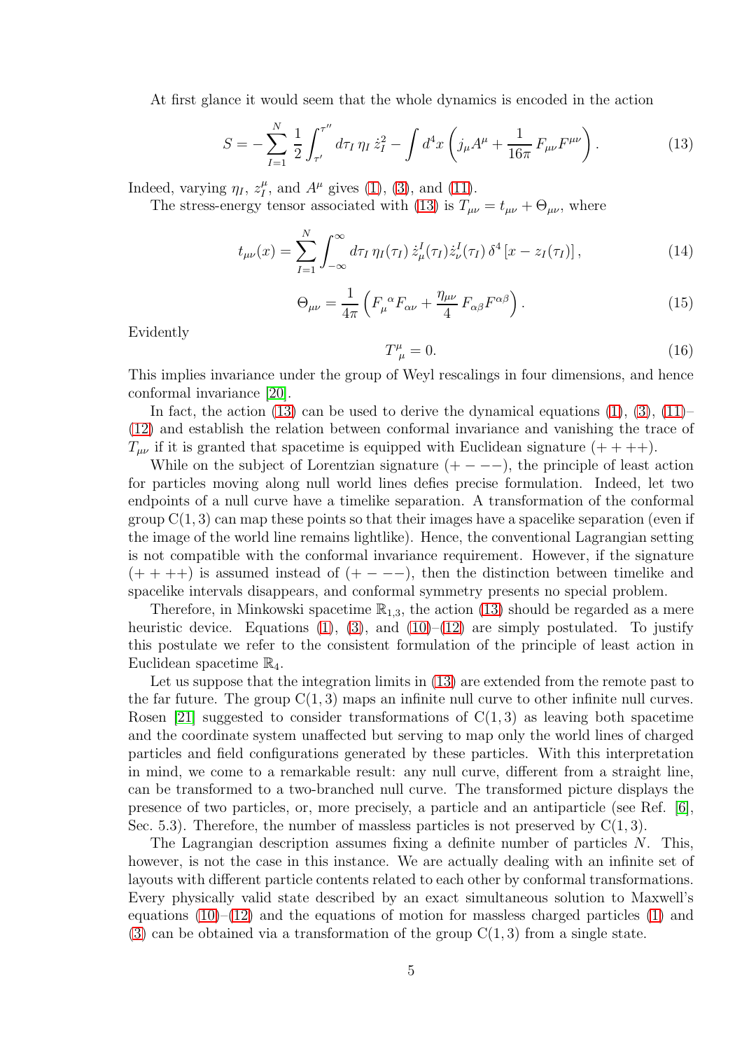At first glance it would seem that the whole dynamics is encoded in the action

$$S=-\sum_{I=1}^{N}\frac{1}{2}\int_{\tau'}^{\tau''}d\tau_I\,\eta_I\,\dot z_I^2-\int d^4x\left(j_\mu A^\mu+\frac{1}{16\pi}\,F_{\mu\nu}F^{\mu\nu}\right). \tag{13}$$

Indeed, varying $\eta_I$, $z_I^\mu$, and $A^\mu$ gives (1), (3), and (11).

The stress-energy tensor associated with (13) is $T_{\mu\nu}=t_{\mu\nu}+\Theta_{\mu\nu}$, where

$$t_{\mu\nu}(x)=\sum_{I=1}^{N}\int_{-\infty}^{\infty}d\tau_I\,\eta_I(\tau_I)\,\dot z^I_\mu(\tau_I)\dot z^I_\nu(\tau_I)\,\delta^4\left[x-z_I(\tau_I)\right], \tag{14}$$

$$\Theta_{\mu\nu}=\frac{1}{4\pi}\left(F_\mu^{\ \alpha}F_{\alpha\nu}+\frac{\eta_{\mu\nu}}{4}\,F_{\alpha\beta}F^{\alpha\beta}\right). \tag{15}$$

Evidently

$$T^\mu_{\ \mu}=0. \tag{16}$$

This implies invariance under the group of Weyl rescalings in four dimensions, and hence conformal invariance [20].

In fact, the action (13) can be used to derive the dynamical equations (1), (3), (11)–(12) and establish the relation between conformal invariance and vanishing the trace of $T_{\mu\nu}$ if it is granted that spacetime is equipped with Euclidean signature $(++++)$.

While on the subject of Lorentzian signature $(+---)$, the principle of least action for particles moving along null world lines defies precise formulation. Indeed, let two endpoints of a null curve have a timelike separation. A transformation of the conformal group $\mathrm{C}(1,3)$ can map these points so that their images have a spacelike separation (even if the image of the world line remains lightlike). Hence, the conventional Lagrangian setting is not compatible with the conformal invariance requirement. However, if the signature $(++++)$ is assumed instead of $(+---)$, then the distinction between timelike and spacelike intervals disappears, and conformal symmetry presents no special problem.

Therefore, in Minkowski spacetime $\mathbb{R}_{1,3}$, the action (13) should be regarded as a mere heuristic device. Equations (1), (3), and (10)–(12) are simply postulated. To justify this postulate we refer to the consistent formulation of the principle of least action in Euclidean spacetime $\mathbb{R}_4$.

Let us suppose that the integration limits in (13) are extended from the remote past to the far future. The group $\mathrm{C}(1,3)$ maps an infinite null curve to other infinite null curves. Rosen [21] suggested to consider transformations of $\mathrm{C}(1,3)$ as leaving both spacetime and the coordinate system unaffected but serving to map only the world lines of charged particles and field configurations generated by these particles. With this interpretation in mind, we come to a remarkable result: any null curve, different from a straight line, can be transformed to a two-branched null curve. The transformed picture displays the presence of two particles, or, more precisely, a particle and an antiparticle (see Ref. [6], Sec. 5.3). Therefore, the number of massless particles is not preserved by $\mathrm{C}(1,3)$.

The Lagrangian description assumes fixing a definite number of particles $N$. This, however, is not the case in this instance. We are actually dealing with an infinite set of layouts with different particle contents related to each other by conformal transformations. Every physically valid state described by an exact simultaneous solution to Maxwell's equations (10)–(12) and the equations of motion for massless charged particles (1) and (3) can be obtained via a transformation of the group $\mathrm{C}(1,3)$ from a single state.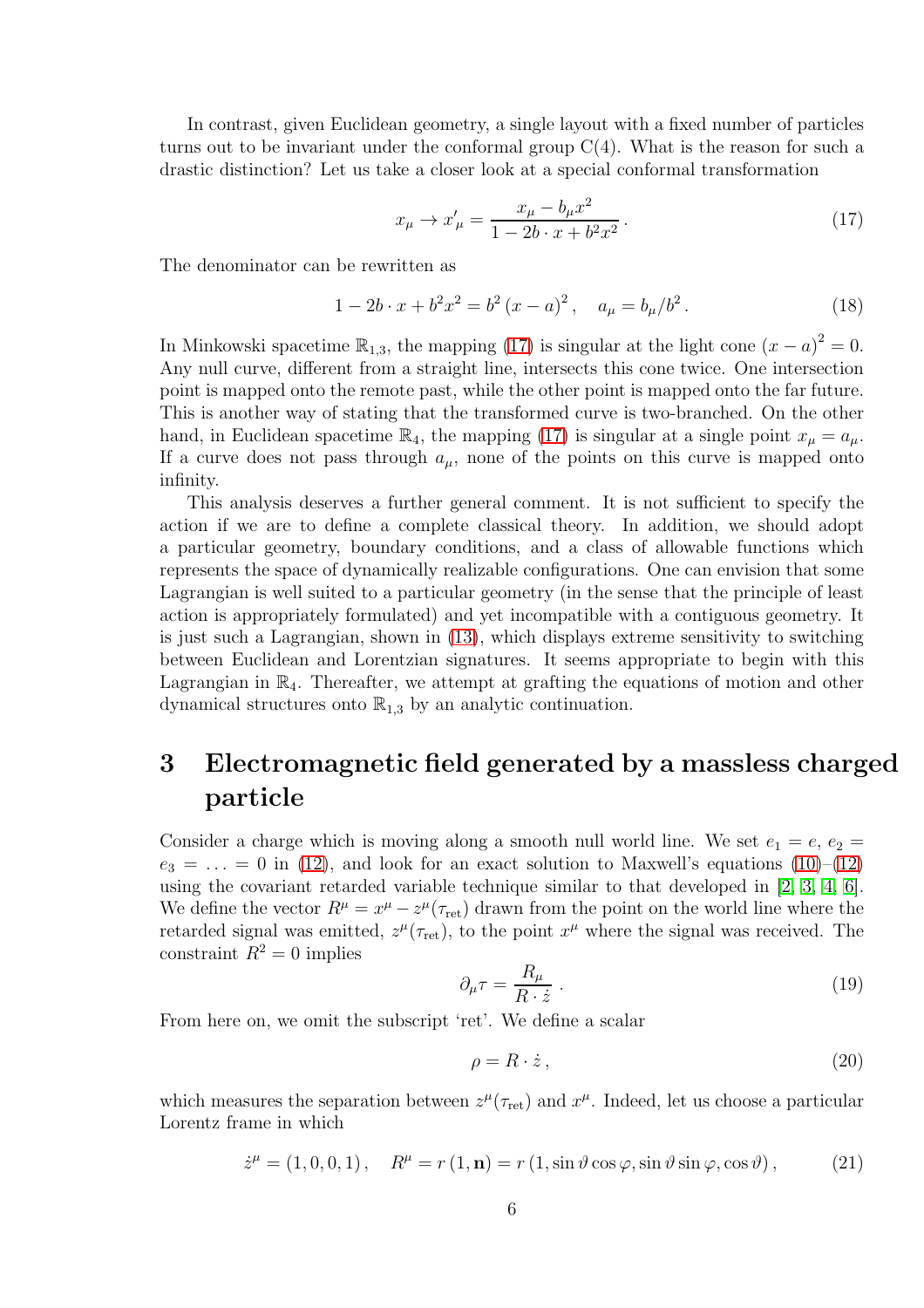In contrast, given Euclidean geometry, a single layout with a fixed number of particles turns out to be invariant under the conformal group C(4). What is the reason for such a drastic distinction? Let us take a closer look at a special conformal transformation

$$x_\mu \to x'_\mu = \frac{x_\mu - b_\mu x^2}{1 - 2b \cdot x + b^2 x^2}\,. \tag{17}$$

The denominator can be rewritten as

$$1 - 2b \cdot x + b^2 x^2 = b^2 \left(x - a\right)^2, \quad a_\mu = b_\mu / b^2\,. \tag{18}$$

In Minkowski spacetime $\mathbb{R}_{1,3}$, the mapping (17) is singular at the light cone $\left(x - a\right)^2 = 0$. Any null curve, different from a straight line, intersects this cone twice. One intersection point is mapped onto the remote past, while the other point is mapped onto the far future. This is another way of stating that the transformed curve is two-branched. On the other hand, in Euclidean spacetime $\mathbb{R}_4$, the mapping (17) is singular at a single point $x_\mu = a_\mu$. If a curve does not pass through $a_\mu$, none of the points on this curve is mapped onto infinity.

This analysis deserves a further general comment. It is not sufficient to specify the action if we are to define a complete classical theory. In addition, we should adopt a particular geometry, boundary conditions, and a class of allowable functions which represents the space of dynamically realizable configurations. One can envision that some Lagrangian is well suited to a particular geometry (in the sense that the principle of least action is appropriately formulated) and yet incompatible with a contiguous geometry. It is just such a Lagrangian, shown in (13), which displays extreme sensitivity to switching between Euclidean and Lorentzian signatures. It seems appropriate to begin with this Lagrangian in $\mathbb{R}_4$. Thereafter, we attempt at grafting the equations of motion and other dynamical structures onto $\mathbb{R}_{1,3}$ by an analytic continuation.

# 3 Electromagnetic field generated by a massless charged particle

Consider a charge which is moving along a smooth null world line. We set $e_1 = e$, $e_2 = e_3 = \ldots = 0$ in (12), and look for an exact solution to Maxwell's equations (10)–(12) using the covariant retarded variable technique similar to that developed in [2, 3, 4, 6]. We define the vector $R^\mu = x^\mu - z^\mu(\tau_{\rm ret})$ drawn from the point on the world line where the retarded signal was emitted, $z^\mu(\tau_{\rm ret})$, to the point $x^\mu$ where the signal was received. The constraint $R^2 = 0$ implies

$$\partial_\mu \tau = \frac{R_\mu}{R \cdot \dot{z}}\,. \tag{19}$$

From here on, we omit the subscript 'ret'. We define a scalar

$$\rho = R \cdot \dot{z}\,, \tag{20}$$

which measures the separation between $z^\mu(\tau_{\rm ret})$ and $x^\mu$. Indeed, let us choose a particular Lorentz frame in which

$$\dot{z}^\mu = (1, 0, 0, 1)\,, \quad R^\mu = r\,(1, \mathbf{n}) = r\,(1, \sin\vartheta\cos\varphi, \sin\vartheta\sin\varphi, \cos\vartheta)\,, \tag{21}$$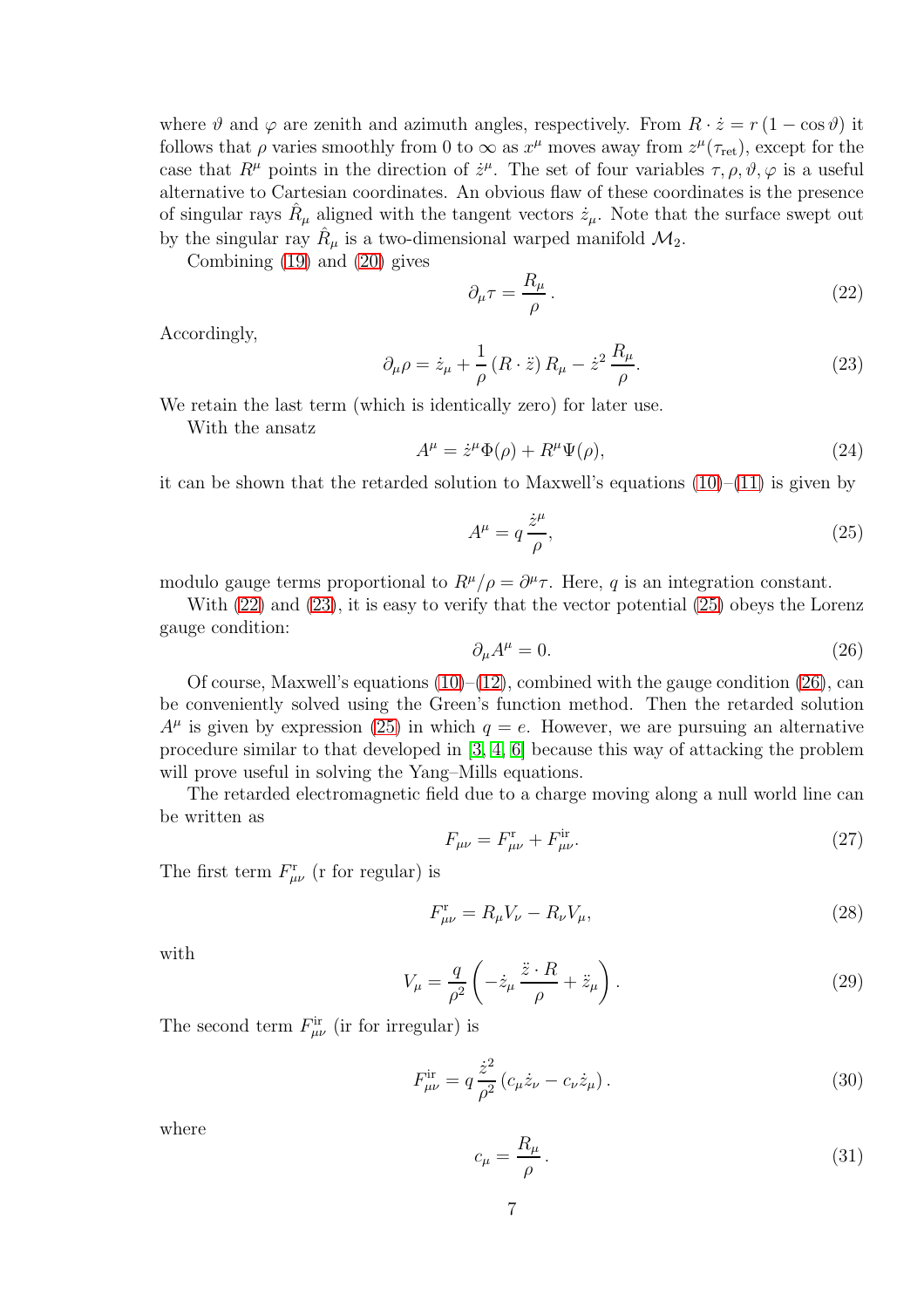where $\vartheta$ and $\varphi$ are zenith and azimuth angles, respectively. From $R \cdot \dot{z} = r\,(1 - \cos\vartheta)$ it follows that $\rho$ varies smoothly from 0 to $\infty$ as $x^\mu$ moves away from $z^\mu(\tau_{\rm ret})$, except for the case that $R^\mu$ points in the direction of $\dot{z}^\mu$. The set of four variables $\tau, \rho, \vartheta, \varphi$ is a useful alternative to Cartesian coordinates. An obvious flaw of these coordinates is the presence of singular rays $\hat{R}_\mu$ aligned with the tangent vectors $\dot{z}_\mu$. Note that the surface swept out by the singular ray $\hat{R}_\mu$ is a two-dimensional warped manifold $\mathcal{M}_2$.

Combining (19) and (20) gives

$$\partial_\mu \tau = \frac{R_\mu}{\rho}\,. \tag{22}$$

Accordingly,

$$\partial_\mu \rho = \dot{z}_\mu + \frac{1}{\rho}\,(R \cdot \ddot{z})\,R_\mu - \dot{z}^2\,\frac{R_\mu}{\rho}. \tag{23}$$

We retain the last term (which is identically zero) for later use.

With the ansatz

$$A^\mu = \dot{z}^\mu \Phi(\rho) + R^\mu \Psi(\rho), \tag{24}$$

it can be shown that the retarded solution to Maxwell's equations (10)–(11) is given by

$$A^\mu = q\,\frac{\dot{z}^\mu}{\rho}, \tag{25}$$

modulo gauge terms proportional to $R^\mu/\rho = \partial^\mu \tau$. Here, $q$ is an integration constant.

With (22) and (23), it is easy to verify that the vector potential (25) obeys the Lorenz gauge condition:

$$\partial_\mu A^\mu = 0. \tag{26}$$

Of course, Maxwell's equations (10)–(12), combined with the gauge condition (26), can be conveniently solved using the Green's function method. Then the retarded solution $A^\mu$ is given by expression (25) in which $q = e$. However, we are pursuing an alternative procedure similar to that developed in [3, 4, 6] because this way of attacking the problem will prove useful in solving the Yang–Mills equations.

The retarded electromagnetic field due to a charge moving along a null world line can be written as

$$F_{\mu\nu} = F^{\rm r}_{\mu\nu} + F^{\rm ir}_{\mu\nu}. \tag{27}$$

The first term $F^{\rm r}_{\mu\nu}$ (r for regular) is

$$F^{\rm r}_{\mu\nu} = R_\mu V_\nu - R_\nu V_\mu, \tag{28}$$

with

$$V_\mu = \frac{q}{\rho^2}\left(-\dot{z}_\mu\,\frac{\ddot{z} \cdot R}{\rho} + \ddot{z}_\mu\right). \tag{29}$$

The second term $F^{\rm ir}_{\mu\nu}$ (ir for irregular) is

$$F^{\rm ir}_{\mu\nu} = q\,\frac{\dot{z}^2}{\rho^2}\left(c_\mu \dot{z}_\nu - c_\nu \dot{z}_\mu\right). \tag{30}$$

where

$$c_\mu = \frac{R_\mu}{\rho}\,. \tag{31}$$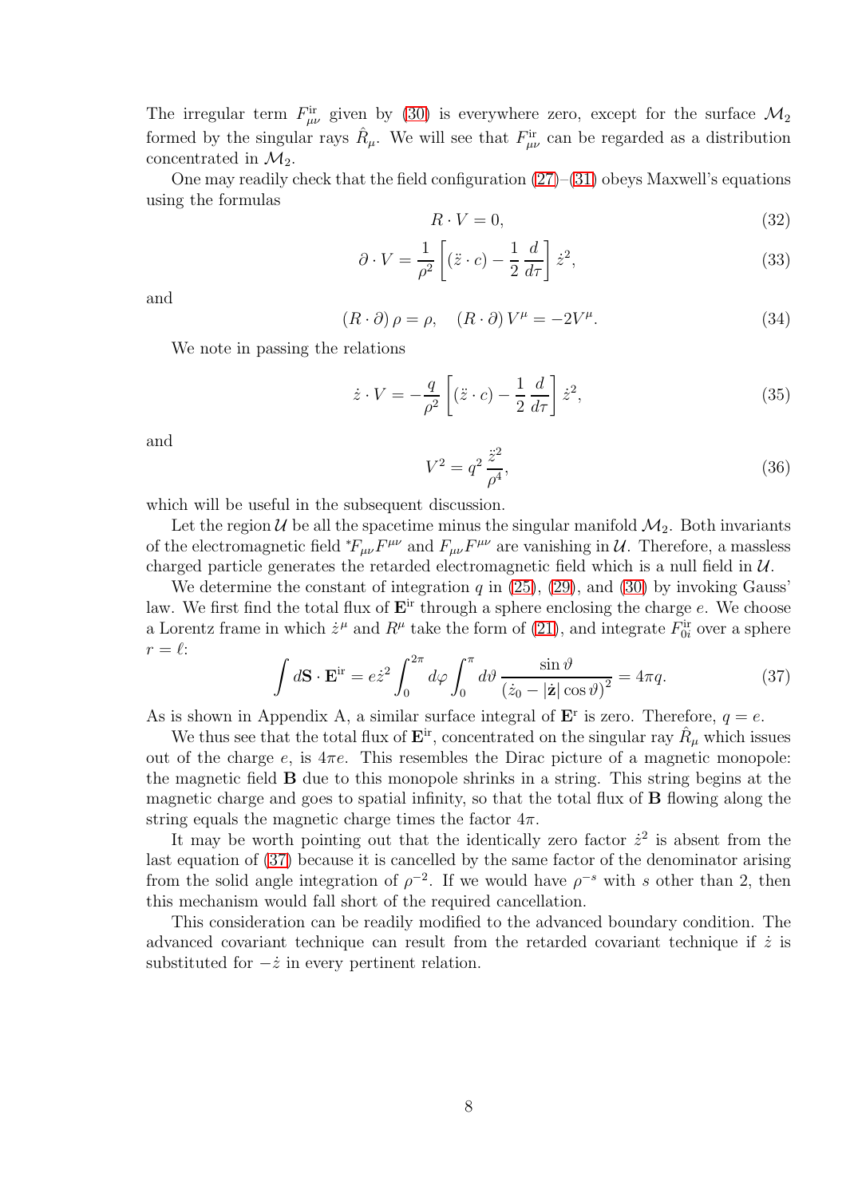The irregular term $F^{\rm ir}_{\mu\nu}$ given by (30) is everywhere zero, except for the surface $\mathcal{M}_2$ formed by the singular rays $\hat{R}_\mu$. We will see that $F^{\rm ir}_{\mu\nu}$ can be regarded as a distribution concentrated in $\mathcal{M}_2$.

One may readily check that the field configuration (27)–(31) obeys Maxwell's equations using the formulas

$$R\cdot V=0, \tag{32}$$

$$\partial\cdot V=\frac{1}{\rho^2}\left[(\ddot{z}\cdot c)-\frac{1}{2}\frac{d}{d\tau}\right]\dot{z}^2, \tag{33}$$

and

$$(R\cdot\partial)\,\rho=\rho,\quad (R\cdot\partial)\,V^\mu=-2V^\mu. \tag{34}$$

We note in passing the relations

$$\dot{z}\cdot V=-\frac{q}{\rho^2}\left[(\ddot{z}\cdot c)-\frac{1}{2}\frac{d}{d\tau}\right]\dot{z}^2, \tag{35}$$

and

$$V^2=q^2\,\frac{\ddot{z}^2}{\rho^4}, \tag{36}$$

which will be useful in the subsequent discussion.

Let the region $\mathcal{U}$ be all the spacetime minus the singular manifold $\mathcal{M}_2$. Both invariants of the electromagnetic field ${}^*F_{\mu\nu}F^{\mu\nu}$ and $F_{\mu\nu}F^{\mu\nu}$ are vanishing in $\mathcal{U}$. Therefore, a massless charged particle generates the retarded electromagnetic field which is a null field in $\mathcal{U}$.

We determine the constant of integration $q$ in (25), (29), and (30) by invoking Gauss' law. We first find the total flux of $\mathbf{E}^{\rm ir}$ through a sphere enclosing the charge $e$. We choose a Lorentz frame in which $\dot{z}^\mu$ and $R^\mu$ take the form of (21), and integrate $F^{\rm ir}_{0i}$ over a sphere $r=\ell$:

$$\int d\mathbf{S}\cdot\mathbf{E}^{\rm ir}=e\dot{z}^2\int_0^{2\pi}d\varphi\int_0^\pi d\vartheta\,\frac{\sin\vartheta}{\left(\dot{z}_0-|\dot{\mathbf{z}}|\cos\vartheta\right)^2}=4\pi q. \tag{37}$$

As is shown in Appendix A, a similar surface integral of $\mathbf{E}^{\rm r}$ is zero. Therefore, $q=e$.

We thus see that the total flux of $\mathbf{E}^{\rm ir}$, concentrated on the singular ray $\hat{R}_\mu$ which issues out of the charge $e$, is $4\pi e$. This resembles the Dirac picture of a magnetic monopole: the magnetic field $\mathbf{B}$ due to this monopole shrinks in a string. This string begins at the magnetic charge and goes to spatial infinity, so that the total flux of $\mathbf{B}$ flowing along the string equals the magnetic charge times the factor $4\pi$.

It may be worth pointing out that the identically zero factor $\dot{z}^2$ is absent from the last equation of (37) because it is cancelled by the same factor of the denominator arising from the solid angle integration of $\rho^{-2}$. If we would have $\rho^{-s}$ with $s$ other than 2, then this mechanism would fall short of the required cancellation.

This consideration can be readily modified to the advanced boundary condition. The advanced covariant technique can result from the retarded covariant technique if $\dot{z}$ is substituted for $-\dot{z}$ in every pertinent relation.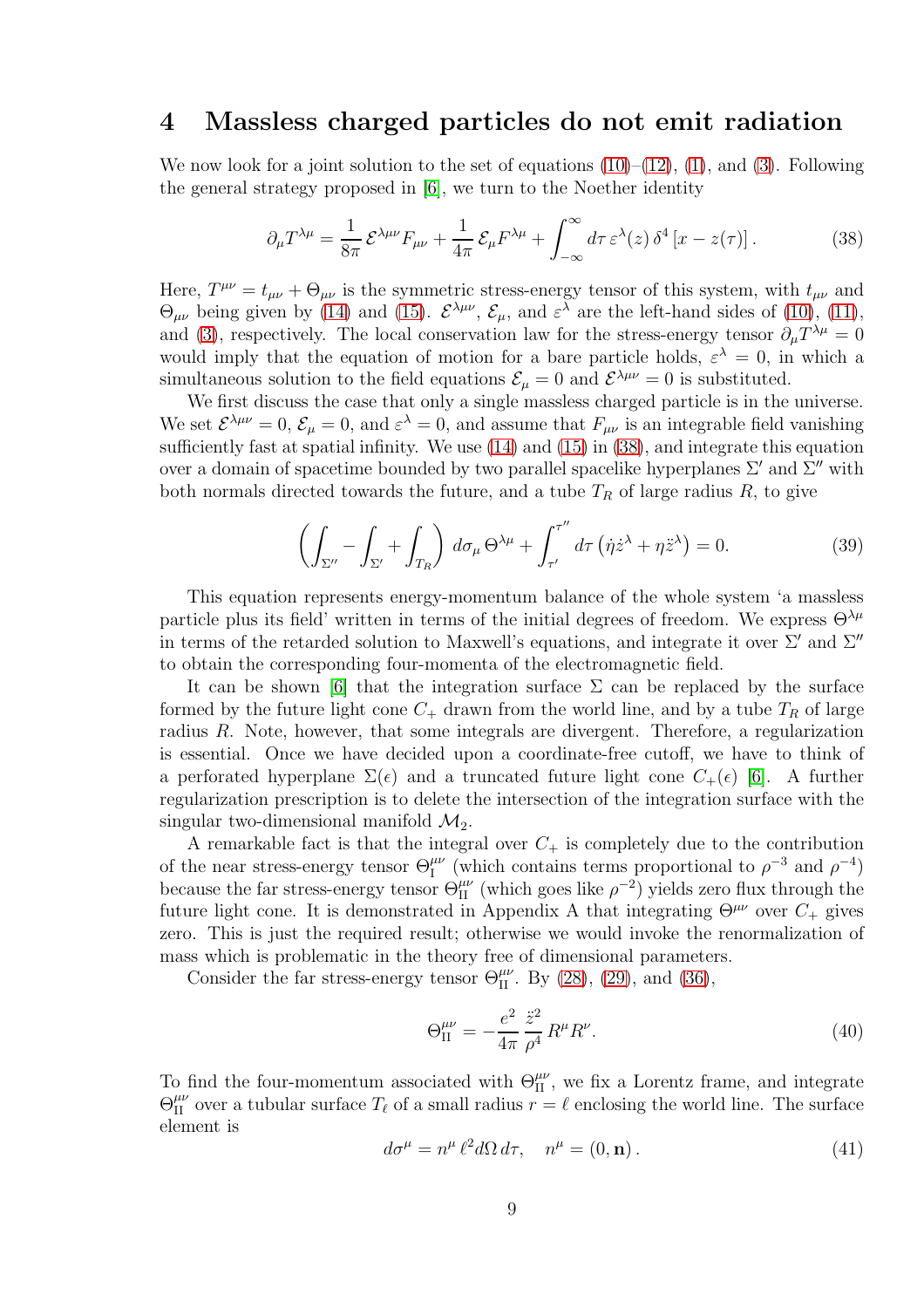# 4 Massless charged particles do not emit radiation

We now look for a joint solution to the set of equations (10)–(12), (1), and (3). Following the general strategy proposed in [6], we turn to the Noether identity

$$\partial_\mu T^{\lambda\mu} = \frac{1}{8\pi}\,\mathcal{E}^{\lambda\mu\nu}F_{\mu\nu} + \frac{1}{4\pi}\,\mathcal{E}_\mu F^{\lambda\mu} + \int_{-\infty}^{\infty} d\tau\, \varepsilon^\lambda(z)\,\delta^4\left[x - z(\tau)\right]. \tag{38}$$

Here, $T^{\mu\nu} = t_{\mu\nu} + \Theta_{\mu\nu}$ is the symmetric stress-energy tensor of this system, with $t_{\mu\nu}$ and $\Theta_{\mu\nu}$ being given by (14) and (15). $\mathcal{E}^{\lambda\mu\nu}$, $\mathcal{E}_\mu$, and $\varepsilon^\lambda$ are the left-hand sides of (10), (11), and (3), respectively. The local conservation law for the stress-energy tensor $\partial_\mu T^{\lambda\mu} = 0$ would imply that the equation of motion for a bare particle holds, $\varepsilon^\lambda = 0$, in which a simultaneous solution to the field equations $\mathcal{E}_\mu = 0$ and $\mathcal{E}^{\lambda\mu\nu} = 0$ is substituted.

We first discuss the case that only a single massless charged particle is in the universe. We set $\mathcal{E}^{\lambda\mu\nu} = 0$, $\mathcal{E}_\mu = 0$, and $\varepsilon^\lambda = 0$, and assume that $F_{\mu\nu}$ is an integrable field vanishing sufficiently fast at spatial infinity. We use (14) and (15) in (38), and integrate this equation over a domain of spacetime bounded by two parallel spacelike hyperplanes $\Sigma'$ and $\Sigma''$ with both normals directed towards the future, and a tube $T_R$ of large radius $R$, to give

$$\left(\int_{\Sigma''} - \int_{\Sigma'} + \int_{T_R}\right) d\sigma_\mu\,\Theta^{\lambda\mu} + \int_{\tau'}^{\tau''} d\tau\left(\dot\eta\dot z^\lambda + \eta\ddot z^\lambda\right) = 0. \tag{39}$$

This equation represents energy-momentum balance of the whole system 'a massless particle plus its field' written in terms of the initial degrees of freedom. We express $\Theta^{\lambda\mu}$ in terms of the retarded solution to Maxwell's equations, and integrate it over $\Sigma'$ and $\Sigma''$ to obtain the corresponding four-momenta of the electromagnetic field.

It can be shown [6] that the integration surface $\Sigma$ can be replaced by the surface formed by the future light cone $C_+$ drawn from the world line, and by a tube $T_R$ of large radius $R$. Note, however, that some integrals are divergent. Therefore, a regularization is essential. Once we have decided upon a coordinate-free cutoff, we have to think of a perforated hyperplane $\Sigma(\epsilon)$ and a truncated future light cone $C_+(\epsilon)$ [6]. A further regularization prescription is to delete the intersection of the integration surface with the singular two-dimensional manifold $\mathcal{M}_2$.

A remarkable fact is that the integral over $C_+$ is completely due to the contribution of the near stress-energy tensor $\Theta^{\mu\nu}_{\rm I}$ (which contains terms proportional to $\rho^{-3}$ and $\rho^{-4}$) because the far stress-energy tensor $\Theta^{\mu\nu}_{\rm II}$ (which goes like $\rho^{-2}$) yields zero flux through the future light cone. It is demonstrated in Appendix A that integrating $\Theta^{\mu\nu}$ over $C_+$ gives zero. This is just the required result; otherwise we would invoke the renormalization of mass which is problematic in the theory free of dimensional parameters.

Consider the far stress-energy tensor $\Theta^{\mu\nu}_{\rm II}$. By (28), (29), and (36),

$$\Theta^{\mu\nu}_{\rm II} = -\frac{e^2}{4\pi}\,\frac{\ddot z^2}{\rho^4}\,R^\mu R^\nu. \tag{40}$$

To find the four-momentum associated with $\Theta^{\mu\nu}_{\rm II}$, we fix a Lorentz frame, and integrate $\Theta^{\mu\nu}_{\rm II}$ over a tubular surface $T_\ell$ of a small radius $r = \ell$ enclosing the world line. The surface element is

$$d\sigma^\mu = n^\mu\,\ell^2 d\Omega\,d\tau, \quad n^\mu = (0, \mathbf{n}). \tag{41}$$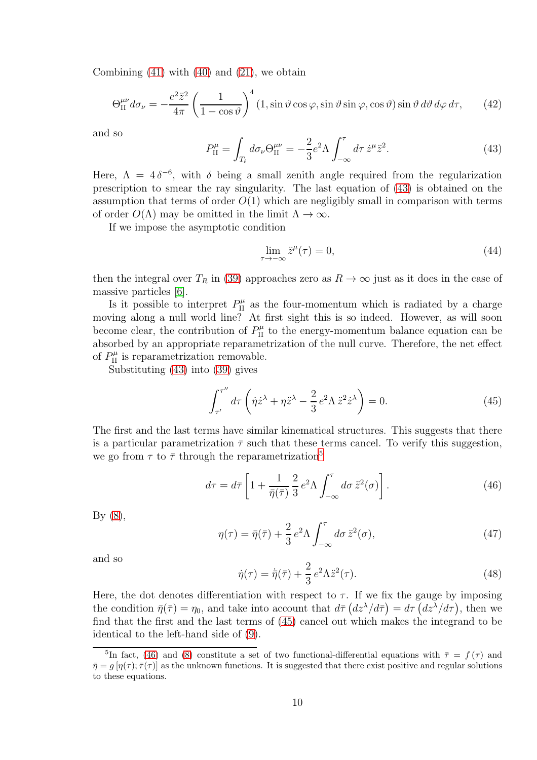Combining (41) with (40) and (21), we obtain

$$\Theta^{\mu\nu}_{\rm II}\,d\sigma_\nu = -\frac{e^2\,\ddot{z}^2}{4\pi}\left(\frac{1}{1-\cos\vartheta}\right)^4 (1,\sin\vartheta\cos\varphi,\sin\vartheta\sin\varphi,\cos\vartheta)\sin\vartheta\,d\vartheta\,d\varphi\,d\tau, \tag{42}$$

and so

$$P^\mu_{\rm II} = \int_{T_\ell} d\sigma_\nu \Theta^{\mu\nu}_{\rm II} = -\frac{2}{3}e^2\Lambda\int_{-\infty}^{\tau} d\tau\,\dot{z}^\mu\ddot{z}^2. \tag{43}$$

Here, $\Lambda = 4\,\delta^{-6}$, with $\delta$ being a small zenith angle required from the regularization prescription to smear the ray singularity. The last equation of (43) is obtained on the assumption that terms of order $O(1)$ which are negligibly small in comparison with terms of order $O(\Lambda)$ may be omitted in the limit $\Lambda\to\infty$.

If we impose the asymptotic condition

$$\lim_{\tau\to-\infty}\ddot{z}^\mu(\tau) = 0, \tag{44}$$

then the integral over $T_R$ in (39) approaches zero as $R\to\infty$ just as it does in the case of massive particles [6].

Is it possible to interpret $P^\mu_{\rm II}$ as the four-momentum which is radiated by a charge moving along a null world line? At first sight this is so indeed. However, as will soon become clear, the contribution of $P^\mu_{\rm II}$ to the energy-momentum balance equation can be absorbed by an appropriate reparametrization of the null curve. Therefore, the net effect of $P^\mu_{\rm II}$ is reparametrization removable.

Substituting (43) into (39) gives

$$\int_{\tau'}^{\tau''} d\tau\left(\dot{\eta}\dot{z}^\lambda + \eta\ddot{z}^\lambda - \frac{2}{3}\,e^2\Lambda\,\ddot{z}^2\dot{z}^\lambda\right) = 0. \tag{45}$$

The first and the last terms have similar kinematical structures. This suggests that there is a particular parametrization $\bar{\tau}$ such that these terms cancel. To verify this suggestion, we go from $\tau$ to $\bar{\tau}$ through the reparametrization[5]

$$d\tau = d\bar{\tau}\left[1+\frac{1}{\bar{\eta}(\bar{\tau})}\,\frac{2}{3}\,e^2\Lambda\int_{-\infty}^{\tau} d\sigma\,\ddot{z}^2(\sigma)\right]. \tag{46}$$

By (8),

$$\eta(\tau) = \bar{\eta}(\bar{\tau}) + \frac{2}{3}\,e^2\Lambda\int_{-\infty}^{\tau} d\sigma\,\ddot{z}^2(\sigma), \tag{47}$$

and so

$$\dot{\eta}(\tau) = \dot{\bar{\eta}}(\bar{\tau}) + \frac{2}{3}\,e^2\Lambda\ddot{z}^2(\tau). \tag{48}$$

Here, the dot denotes differentiation with respect to $\tau$. If we fix the gauge by imposing the condition $\bar{\eta}(\bar{\tau}) = \eta_0$, and take into account that $d\bar{\tau}\left(dz^\lambda/d\bar{\tau}\right) = d\tau\left(dz^\lambda/d\tau\right)$, then we find that the first and the last terms of (45) cancel out which makes the integrand to be identical to the left-hand side of (9).

[5] In fact, (46) and (8) constitute a set of two functional-differential equations with $\bar{\tau} = f(\tau)$ and $\bar{\eta} = g\,[\eta(\tau);\bar{\tau}(\tau)]$ as the unknown functions. It is suggested that there exist positive and regular solutions to these equations.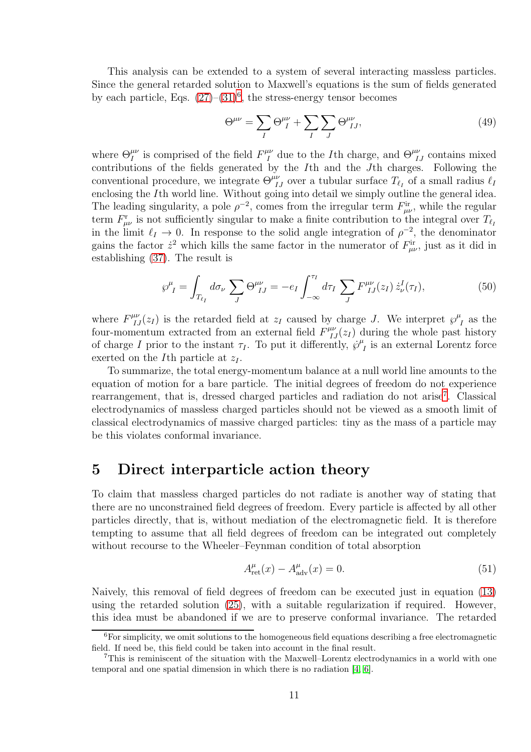This analysis can be extended to a system of several interacting massless particles. Since the general retarded solution to Maxwell's equations is the sum of fields generated by each particle, Eqs. (27)–(31)[6], the stress-energy tensor becomes

$$\Theta^{\mu\nu} = \sum_I \Theta^{\mu\nu}_I + \sum_I \sum_J \Theta^{\mu\nu}_{IJ}, \tag{49}$$

where $\Theta^{\mu\nu}_I$ is comprised of the field $F^{\mu\nu}_I$ due to the $I$th charge, and $\Theta^{\mu\nu}_{IJ}$ contains mixed contributions of the fields generated by the $I$th and the $J$th charges. Following the conventional procedure, we integrate $\Theta^{\mu\nu}_{IJ}$ over a tubular surface $T_{\ell_I}$ of a small radius $\ell_I$ enclosing the $I$th world line. Without going into detail we simply outline the general idea. The leading singularity, a pole $\rho^{-2}$, comes from the irregular term $F^{\rm ir}_{\mu\nu}$, while the regular term $F^{\rm r}_{\mu\nu}$ is not sufficiently singular to make a finite contribution to the integral over $T_{\ell_I}$ in the limit $\ell_I \to 0$. In response to the solid angle integration of $\rho^{-2}$, the denominator gains the factor $\dot z^2$ which kills the same factor in the numerator of $F^{\rm ir}_{\mu\nu}$, just as it did in establishing (37). The result is

$$\wp^\mu_I = \int_{T_{\ell_I}} d\sigma_\nu \sum_J \Theta^{\mu\nu}_{IJ} = -e_I \int_{-\infty}^{\tau_I} d\tau_I \sum_J F^{\mu\nu}_{IJ}(z_I)\, \dot z^I_\nu(\tau_I), \tag{50}$$

where $F^{\mu\nu}_{IJ}(z_I)$ is the retarded field at $z_I$ caused by charge $J$. We interpret $\wp^\mu_I$ as the four-momentum extracted from an external field $F^{\mu\nu}_{IJ}(z_I)$ during the whole past history of charge $I$ prior to the instant $\tau_I$. To put it differently, $\dot\wp^\mu_I$ is an external Lorentz force exerted on the $I$th particle at $z_I$.

To summarize, the total energy-momentum balance at a null world line amounts to the equation of motion for a bare particle. The initial degrees of freedom do not experience rearrangement, that is, dressed charged particles and radiation do not arise[7]. Classical electrodynamics of massless charged particles should not be viewed as a smooth limit of classical electrodynamics of massive charged particles: tiny as the mass of a particle may be this violates conformal invariance.

# 5 Direct interparticle action theory

To claim that massless charged particles do not radiate is another way of stating that there are no unconstrained field degrees of freedom. Every particle is affected by all other particles directly, that is, without mediation of the electromagnetic field. It is therefore tempting to assume that all field degrees of freedom can be integrated out completely without recourse to the Wheeler–Feynman condition of total absorption

$$A^\mu_{\rm ret}(x) - A^\mu_{\rm adv}(x) = 0. \tag{51}$$

Naively, this removal of field degrees of freedom can be executed just in equation (13) using the retarded solution (25), with a suitable regularization if required. However, this idea must be abandoned if we are to preserve conformal invariance. The retarded

[6] For simplicity, we omit solutions to the homogeneous field equations describing a free electromagnetic field. If need be, this field could be taken into account in the final result.

[7] This is reminiscent of the situation with the Maxwell–Lorentz electrodynamics in a world with one temporal and one spatial dimension in which there is no radiation [4, 6].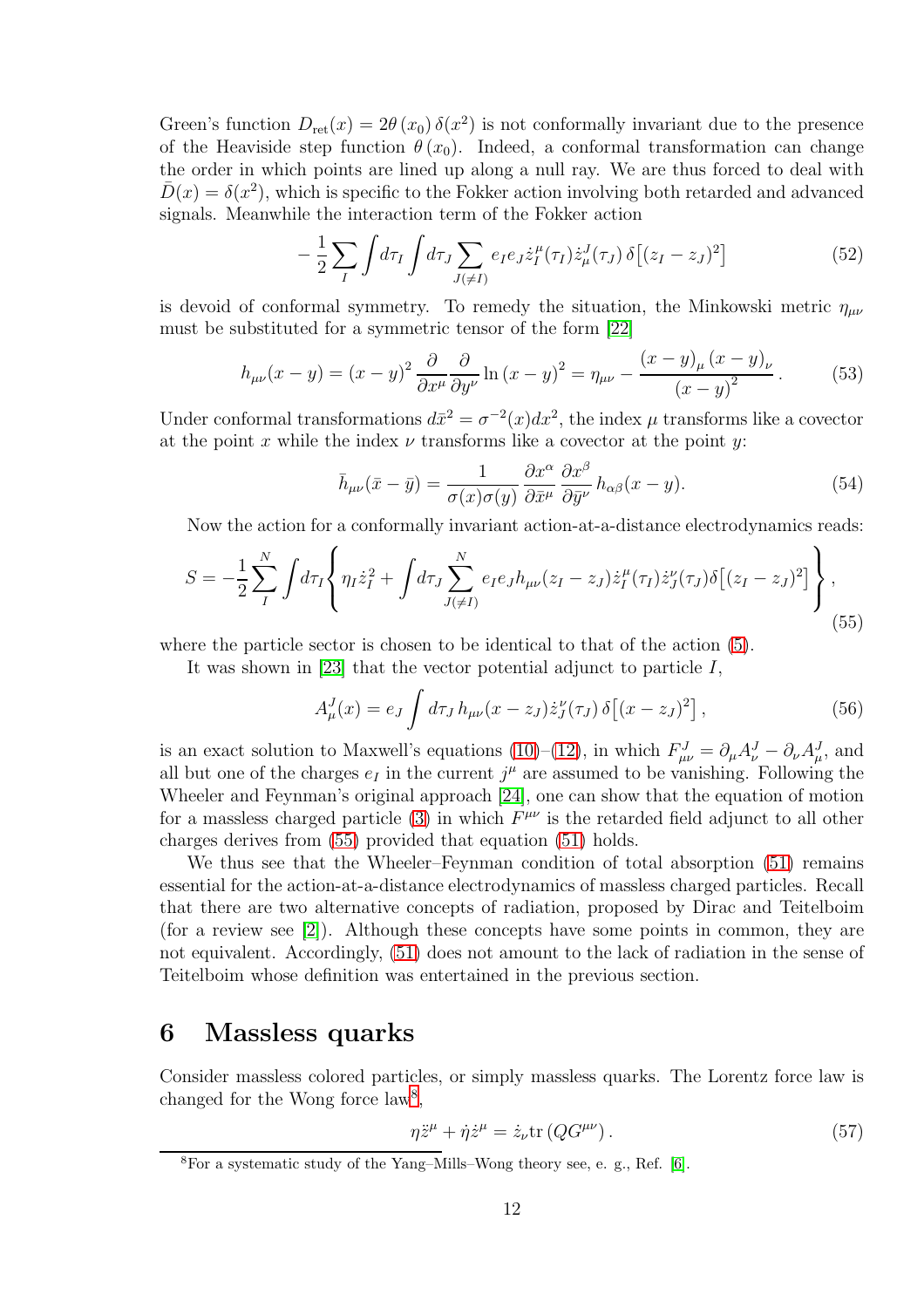Green's function $D_{\rm ret}(x) = 2\theta(x_0)\,\delta(x^2)$ is not conformally invariant due to the presence of the Heaviside step function $\theta(x_0)$. Indeed, a conformal transformation can change the order in which points are lined up along a null ray. We are thus forced to deal with $\bar{D}(x) = \delta(x^2)$, which is specific to the Fokker action involving both retarded and advanced signals. Meanwhile the interaction term of the Fokker action

$$-\frac{1}{2}\sum_I \int d\tau_I \int d\tau_J \sum_{J(\neq I)} e_I e_J \dot{z}_I^\mu(\tau_I)\dot{z}_\mu^J(\tau_J)\,\delta\big[(z_I - z_J)^2\big] \tag{52}$$

is devoid of conformal symmetry. To remedy the situation, the Minkowski metric $\eta_{\mu\nu}$ must be substituted for a symmetric tensor of the form [22]

$$h_{\mu\nu}(x-y) = (x-y)^2\,\frac{\partial}{\partial x^\mu}\frac{\partial}{\partial y^\nu}\ln(x-y)^2 = \eta_{\mu\nu} - \frac{(x-y)_\mu\,(x-y)_\nu}{(x-y)^2}\,. \tag{53}$$

Under conformal transformations $d\bar{x}^2 = \sigma^{-2}(x)dx^2$, the index $\mu$ transforms like a covector at the point $x$ while the index $\nu$ transforms like a covector at the point $y$:

$$\bar{h}_{\mu\nu}(\bar{x}-\bar{y}) = \frac{1}{\sigma(x)\sigma(y)}\,\frac{\partial x^\alpha}{\partial \bar{x}^\mu}\,\frac{\partial x^\beta}{\partial \bar{y}^\nu}\,h_{\alpha\beta}(x-y). \tag{54}$$

Now the action for a conformally invariant action-at-a-distance electrodynamics reads:

$$S = -\frac{1}{2}\sum_I^N \int d\tau_I \left\{ \eta_I \dot{z}_I^2 + \int d\tau_J \sum_{J(\neq I)}^N e_I e_J h_{\mu\nu}(z_I - z_J)\dot{z}_I^\mu(\tau_I)\dot{z}_J^\nu(\tau_J)\delta\big[(z_I - z_J)^2\big] \right\}, \tag{55}$$

where the particle sector is chosen to be identical to that of the action (5).

It was shown in [23] that the vector potential adjunct to particle $I$,

$$A_\mu^J(x) = e_J \int d\tau_J\, h_{\mu\nu}(x - z_J)\dot{z}_J^\nu(\tau_J)\,\delta\big[(x - z_J)^2\big]\,, \tag{56}$$

is an exact solution to Maxwell's equations (10)–(12), in which $F_{\mu\nu}^J = \partial_\mu A_\nu^J - \partial_\nu A_\mu^J$, and all but one of the charges $e_I$ in the current $j^\mu$ are assumed to be vanishing. Following the Wheeler and Feynman's original approach [24], one can show that the equation of motion for a massless charged particle (3) in which $F^{\mu\nu}$ is the retarded field adjunct to all other charges derives from (55) provided that equation (51) holds.

We thus see that the Wheeler–Feynman condition of total absorption (51) remains essential for the action-at-a-distance electrodynamics of massless charged particles. Recall that there are two alternative concepts of radiation, proposed by Dirac and Teitelboim (for a review see [2]). Although these concepts have some points in common, they are not equivalent. Accordingly, (51) does not amount to the lack of radiation in the sense of Teitelboim whose definition was entertained in the previous section.

# 6 Massless quarks

Consider massless colored particles, or simply massless quarks. The Lorentz force law is changed for the Wong force law[8],

$$\eta\ddot{z}^\mu + \dot{\eta}\dot{z}^\mu = \dot{z}_\nu \mathrm{tr}\,(QG^{\mu\nu})\,. \tag{57}$$

[8] For a systematic study of the Yang–Mills–Wong theory see, e. g., Ref. [6].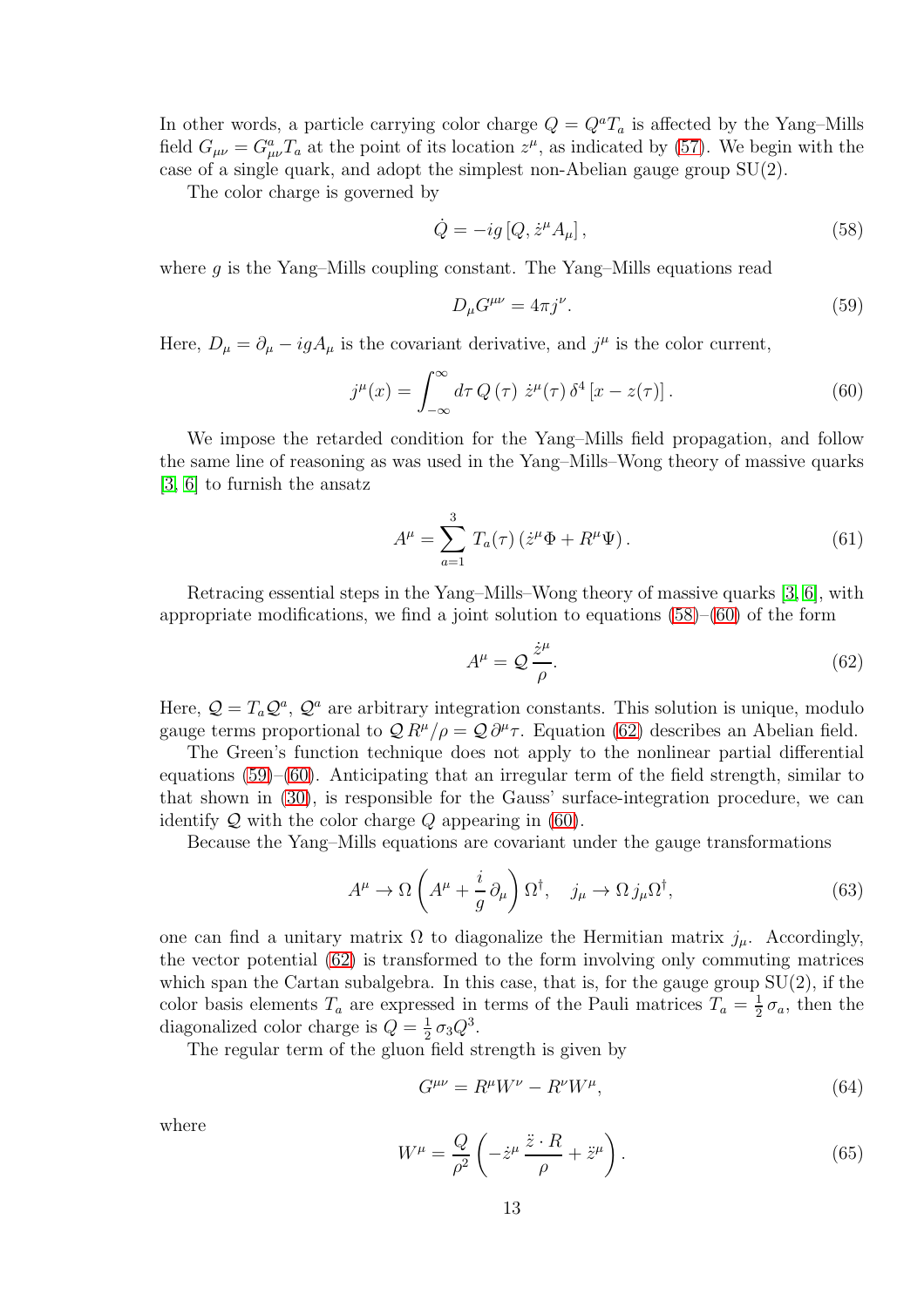In other words, a particle carrying color charge $Q = Q^a T_a$ is affected by the Yang–Mills field $G_{\mu\nu} = G^a_{\mu\nu} T_a$ at the point of its location $z^\mu$, as indicated by (57). We begin with the case of a single quark, and adopt the simplest non-Abelian gauge group SU(2).

The color charge is governed by

$$\dot{Q} = -ig\left[Q, \dot{z}^\mu A_\mu\right], \tag{58}$$

where $g$ is the Yang–Mills coupling constant. The Yang–Mills equations read

$$D_\mu G^{\mu\nu} = 4\pi j^\nu. \tag{59}$$

Here, $D_\mu = \partial_\mu - igA_\mu$ is the covariant derivative, and $j^\mu$ is the color current,

$$j^\mu(x) = \int_{-\infty}^{\infty} d\tau \, Q\left(\tau\right) \, \dot{z}^\mu(\tau) \, \delta^4\left[x - z(\tau)\right]. \tag{60}$$

We impose the retarded condition for the Yang–Mills field propagation, and follow the same line of reasoning as was used in the Yang–Mills–Wong theory of massive quarks [3, 6] to furnish the ansatz

$$A^\mu = \sum_{a=1}^{3} T_a(\tau) \left(\dot{z}^\mu \Phi + R^\mu \Psi\right). \tag{61}$$

Retracing essential steps in the Yang–Mills–Wong theory of massive quarks [3, 6], with appropriate modifications, we find a joint solution to equations (58)–(60) of the form

$$A^\mu = \mathcal{Q}\,\frac{\dot{z}^\mu}{\rho}. \tag{62}$$

Here, $\mathcal{Q} = T_a \mathcal{Q}^a$, $\mathcal{Q}^a$ are arbitrary integration constants. This solution is unique, modulo gauge terms proportional to $\mathcal{Q}\,R^\mu/\rho = \mathcal{Q}\,\partial^\mu \tau$. Equation (62) describes an Abelian field.

The Green's function technique does not apply to the nonlinear partial differential equations (59)–(60). Anticipating that an irregular term of the field strength, similar to that shown in (30), is responsible for the Gauss' surface-integration procedure, we can identify $\mathcal{Q}$ with the color charge $Q$ appearing in (60).

Because the Yang–Mills equations are covariant under the gauge transformations

$$A^\mu \to \Omega\left(A^\mu + \frac{i}{g}\,\partial_\mu\right)\Omega^\dagger, \quad j_\mu \to \Omega\, j_\mu \Omega^\dagger, \tag{63}$$

one can find a unitary matrix $\Omega$ to diagonalize the Hermitian matrix $j_\mu$. Accordingly, the vector potential (62) is transformed to the form involving only commuting matrices which span the Cartan subalgebra. In this case, that is, for the gauge group SU(2), if the color basis elements $T_a$ are expressed in terms of the Pauli matrices $T_a = \frac{1}{2}\,\sigma_a$, then the diagonalized color charge is $Q = \frac{1}{2}\,\sigma_3 Q^3$.

The regular term of the gluon field strength is given by

$$G^{\mu\nu} = R^\mu W^\nu - R^\nu W^\mu, \tag{64}$$

where

$$W^\mu = \frac{Q}{\rho^2}\left(-\dot{z}^\mu\,\frac{\ddot{z}\cdot R}{\rho} + \ddot{z}^\mu\right). \tag{65}$$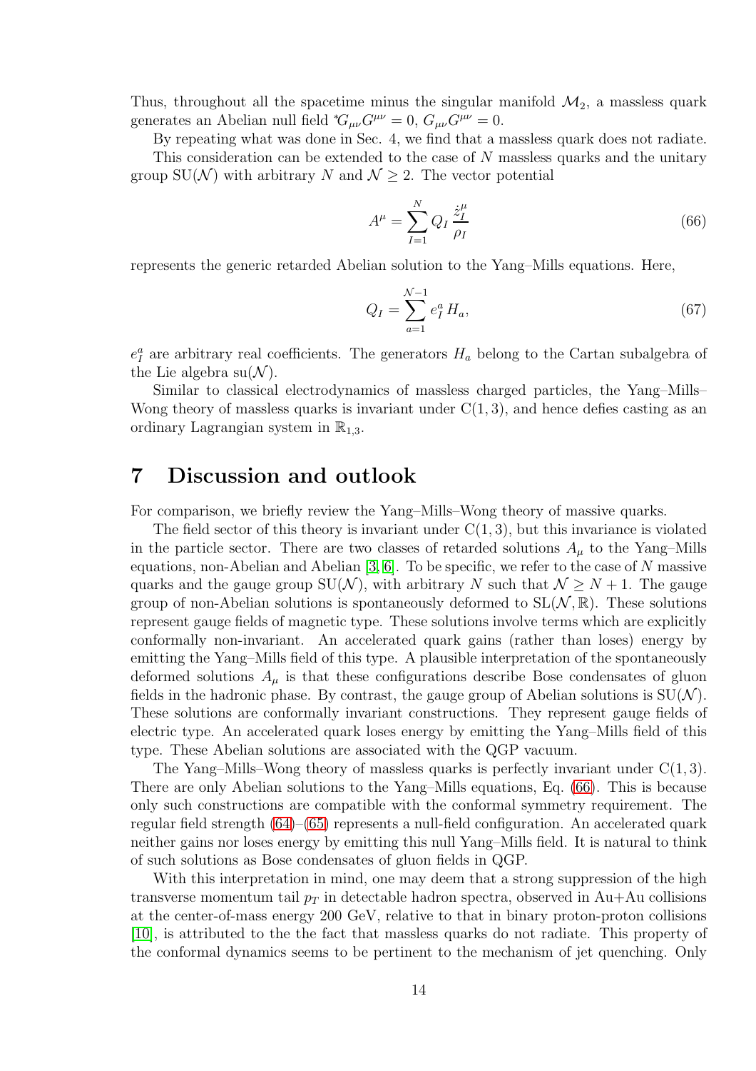Thus, throughout all the spacetime minus the singular manifold $\mathcal{M}_2$, a massless quark generates an Abelian null field ${}^*\!G_{\mu\nu}G^{\mu\nu} = 0$, $G_{\mu\nu}G^{\mu\nu} = 0$.

By repeating what was done in Sec. 4, we find that a massless quark does not radiate.

This consideration can be extended to the case of $N$ massless quarks and the unitary group $\mathrm{SU}(\mathcal{N})$ with arbitrary $N$ and $\mathcal{N} \geq 2$. The vector potential

$$A^\mu = \sum_{I=1}^{N} Q_I \, \frac{\dot{z}_I^\mu}{\rho_I} \tag{66}$$

represents the generic retarded Abelian solution to the Yang–Mills equations. Here,

$$Q_I = \sum_{a=1}^{\mathcal{N}-1} e_I^a \, H_a, \tag{67}$$

$e_I^a$ are arbitrary real coefficients. The generators $H_a$ belong to the Cartan subalgebra of the Lie algebra $\mathrm{su}(\mathcal{N})$.

Similar to classical electrodynamics of massless charged particles, the Yang–Mills–Wong theory of massless quarks is invariant under $\mathrm{C}(1,3)$, and hence defies casting as an ordinary Lagrangian system in $\mathbb{R}_{1,3}$.

# 7 Discussion and outlook

For comparison, we briefly review the Yang–Mills–Wong theory of massive quarks.

The field sector of this theory is invariant under $\mathrm{C}(1,3)$, but this invariance is violated in the particle sector. There are two classes of retarded solutions $A_\mu$ to the Yang–Mills equations, non-Abelian and Abelian [3, 6]. To be specific, we refer to the case of $N$ massive quarks and the gauge group $\mathrm{SU}(\mathcal{N})$, with arbitrary $N$ such that $\mathcal{N} \geq N+1$. The gauge group of non-Abelian solutions is spontaneously deformed to $\mathrm{SL}(\mathcal{N}, \mathbb{R})$. These solutions represent gauge fields of magnetic type. These solutions involve terms which are explicitly conformally non-invariant. An accelerated quark gains (rather than loses) energy by emitting the Yang–Mills field of this type. A plausible interpretation of the spontaneously deformed solutions $A_\mu$ is that these configurations describe Bose condensates of gluon fields in the hadronic phase. By contrast, the gauge group of Abelian solutions is $\mathrm{SU}(\mathcal{N})$. These solutions are conformally invariant constructions. They represent gauge fields of electric type. An accelerated quark loses energy by emitting the Yang–Mills field of this type. These Abelian solutions are associated with the QGP vacuum.

The Yang–Mills–Wong theory of massless quarks is perfectly invariant under $\mathrm{C}(1,3)$. There are only Abelian solutions to the Yang–Mills equations, Eq. (66). This is because only such constructions are compatible with the conformal symmetry requirement. The regular field strength (64)–(65) represents a null-field configuration. An accelerated quark neither gains nor loses energy by emitting this null Yang–Mills field. It is natural to think of such solutions as Bose condensates of gluon fields in QGP.

With this interpretation in mind, one may deem that a strong suppression of the high transverse momentum tail $p_T$ in detectable hadron spectra, observed in Au+Au collisions at the center-of-mass energy 200 GeV, relative to that in binary proton-proton collisions [10], is attributed to the the fact that massless quarks do not radiate. This property of the conformal dynamics seems to be pertinent to the mechanism of jet quenching. Only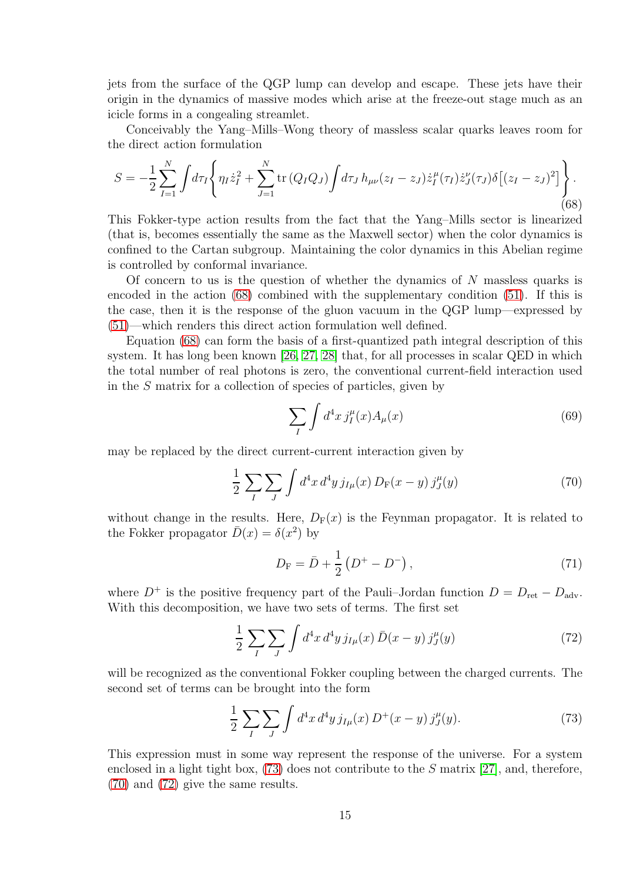jets from the surface of the QGP lump can develop and escape. These jets have their origin in the dynamics of massive modes which arise at the freeze-out stage much as an icicle forms in a congealing streamlet.

Conceivably the Yang–Mills–Wong theory of massless scalar quarks leaves room for the direct action formulation

$$S = -\frac{1}{2}\sum_{I=1}^{N}\int d\tau_I \left\{ \eta_I \dot{z}_I^2 + \sum_{J=1}^{N} \mathrm{tr}\left(Q_I Q_J\right) \int d\tau_J \, h_{\mu\nu}(z_I - z_J)\dot{z}_I^\mu(\tau_I)\dot{z}_J^\nu(\tau_J)\delta\big[(z_I - z_J)^2\big]\right\}. \tag{68}$$

This Fokker-type action results from the fact that the Yang–Mills sector is linearized (that is, becomes essentially the same as the Maxwell sector) when the color dynamics is confined to the Cartan subgroup. Maintaining the color dynamics in this Abelian regime is controlled by conformal invariance.

Of concern to us is the question of whether the dynamics of $N$ massless quarks is encoded in the action (68) combined with the supplementary condition (51). If this is the case, then it is the response of the gluon vacuum in the QGP lump—expressed by (51)—which renders this direct action formulation well defined.

Equation (68) can form the basis of a first-quantized path integral description of this system. It has long been known [26, 27, 28] that, for all processes in scalar QED in which the total number of real photons is zero, the conventional current-field interaction used in the $S$ matrix for a collection of species of particles, given by

$$\sum_I \int d^4x \, j_I^\mu(x) A_\mu(x) \tag{69}$$

may be replaced by the direct current-current interaction given by

$$\frac{1}{2}\sum_I \sum_J \int d^4x \, d^4y \, j_{I\mu}(x) \, D_{\mathrm{F}}(x-y) \, j_J^\mu(y) \tag{70}$$

without change in the results. Here, $D_{\mathrm{F}}(x)$ is the Feynman propagator. It is related to the Fokker propagator $\bar{D}(x) = \delta(x^2)$ by

$$D_{\mathrm{F}} = \bar{D} + \frac{1}{2}\left(D^+ - D^-\right), \tag{71}$$

where $D^+$ is the positive frequency part of the Pauli–Jordan function $D = D_{\mathrm{ret}} - D_{\mathrm{adv}}$. With this decomposition, we have two sets of terms. The first set

$$\frac{1}{2}\sum_I \sum_J \int d^4x \, d^4y \, j_{I\mu}(x) \, \bar{D}(x-y) \, j_J^\mu(y) \tag{72}$$

will be recognized as the conventional Fokker coupling between the charged currents. The second set of terms can be brought into the form

$$\frac{1}{2}\sum_I \sum_J \int d^4x \, d^4y \, j_{I\mu}(x) \, D^+(x-y) \, j_J^\mu(y). \tag{73}$$

This expression must in some way represent the response of the universe. For a system enclosed in a light tight box, (73) does not contribute to the $S$ matrix [27], and, therefore, (70) and (72) give the same results.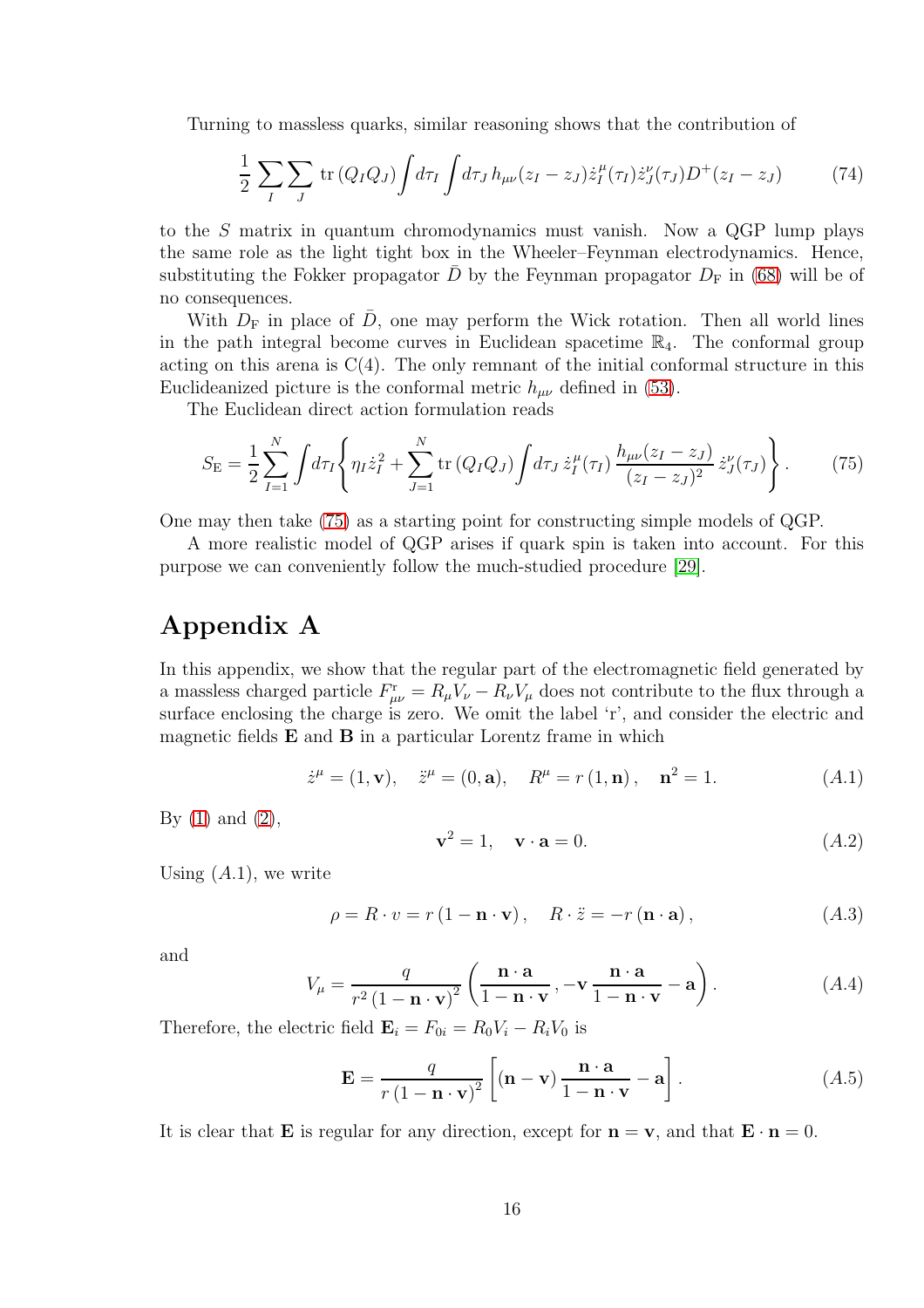Turning to massless quarks, similar reasoning shows that the contribution of

$$\frac{1}{2}\sum_{I}\sum_{J}\,\mathrm{tr}\,(Q_IQ_J)\int d\tau_I\int d\tau_J\,h_{\mu\nu}(z_I-z_J)\dot z_I^{\mu}(\tau_I)\dot z_J^{\nu}(\tau_J)D^{+}(z_I-z_J) \tag{74}$$

to the $S$ matrix in quantum chromodynamics must vanish. Now a QGP lump plays the same role as the light tight box in the Wheeler–Feynman electrodynamics. Hence, substituting the Fokker propagator $\bar D$ by the Feynman propagator $D_{\rm F}$ in (68) will be of no consequences.

With $D_{\rm F}$ in place of $\bar D$, one may perform the Wick rotation. Then all world lines in the path integral become curves in Euclidean spacetime $\mathbb{R}_4$. The conformal group acting on this arena is C(4). The only remnant of the initial conformal structure in this Euclideanized picture is the conformal metric $h_{\mu\nu}$ defined in (53).

The Euclidean direct action formulation reads

$$S_{\rm E}=\frac{1}{2}\sum_{I=1}^{N}\int d\tau_I\left\{\eta_I\dot z_I^2+\sum_{J=1}^{N}\mathrm{tr}\,(Q_IQ_J)\int d\tau_J\,\dot z_I^{\mu}(\tau_I)\,\frac{h_{\mu\nu}(z_I-z_J)}{(z_I-z_J)^2}\,\dot z_J^{\nu}(\tau_J)\right\}. \tag{75}$$

One may then take (75) as a starting point for constructing simple models of QGP.

A more realistic model of QGP arises if quark spin is taken into account. For this purpose we can conveniently follow the much-studied procedure [29].

# Appendix A

In this appendix, we show that the regular part of the electromagnetic field generated by a massless charged particle $F^{\rm r}_{\mu\nu}=R_\mu V_\nu-R_\nu V_\mu$ does not contribute to the flux through a surface enclosing the charge is zero. We omit the label 'r', and consider the electric and magnetic fields $\mathbf{E}$ and $\mathbf{B}$ in a particular Lorentz frame in which

$$\dot z^{\mu}=(1,\mathbf{v}),\quad \ddot z^{\mu}=(0,\mathbf{a}),\quad R^{\mu}=r\,(1,\mathbf{n})\,,\quad \mathbf{n}^2=1. \tag{A.1}$$

By (1) and (2),

$$\mathbf{v}^2=1,\quad \mathbf{v}\cdot\mathbf{a}=0. \tag{A.2}$$

Using $(A.1)$, we write

$$\rho=R\cdot v=r\,(1-\mathbf{n}\cdot\mathbf{v})\,,\quad R\cdot\ddot z=-r\,(\mathbf{n}\cdot\mathbf{a})\,, \tag{A.3}$$

and

$$V_\mu=\frac{q}{r^2\,(1-\mathbf{n}\cdot\mathbf{v})^2}\left(\frac{\mathbf{n}\cdot\mathbf{a}}{1-\mathbf{n}\cdot\mathbf{v}}\,,-\mathbf{v}\,\frac{\mathbf{n}\cdot\mathbf{a}}{1-\mathbf{n}\cdot\mathbf{v}}-\mathbf{a}\right). \tag{A.4}$$

Therefore, the electric field $\mathbf{E}_i=F_{0i}=R_0V_i-R_iV_0$ is

$$\mathbf{E}=\frac{q}{r\,(1-\mathbf{n}\cdot\mathbf{v})^2}\left[(\mathbf{n}-\mathbf{v})\,\frac{\mathbf{n}\cdot\mathbf{a}}{1-\mathbf{n}\cdot\mathbf{v}}-\mathbf{a}\right]. \tag{A.5}$$

It is clear that $\mathbf{E}$ is regular for any direction, except for $\mathbf{n}=\mathbf{v}$, and that $\mathbf{E}\cdot\mathbf{n}=0$.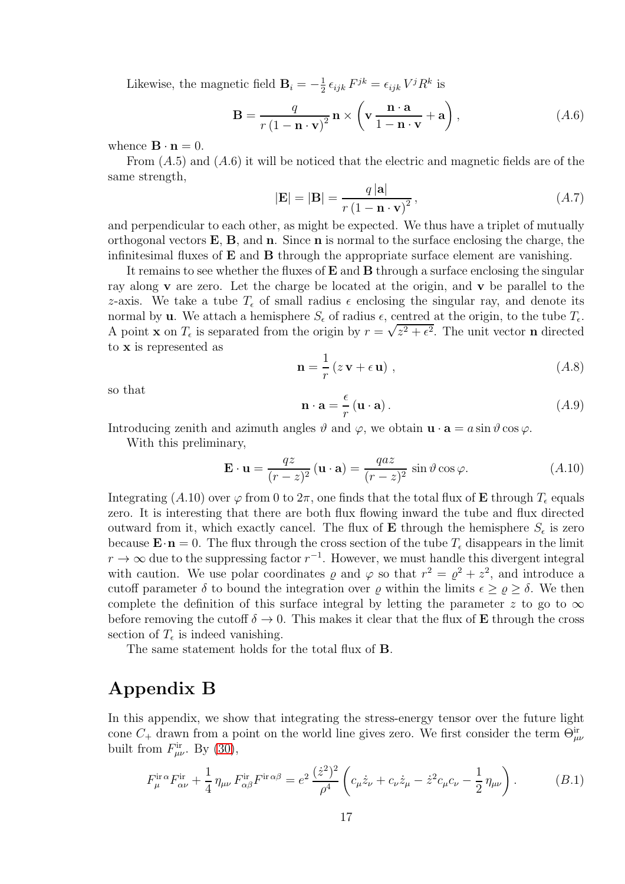Likewise, the magnetic field $\mathbf{B}_i = -\frac{1}{2}\,\epsilon_{ijk}\,F^{jk} = \epsilon_{ijk}\,V^j R^k$ is

$$\mathbf{B} = \frac{q}{r\,(1-\mathbf{n}\cdot\mathbf{v})^2}\,\mathbf{n}\times\left(\mathbf{v}\,\frac{\mathbf{n}\cdot\mathbf{a}}{1-\mathbf{n}\cdot\mathbf{v}} + \mathbf{a}\right), \tag{A.6}$$

whence $\mathbf{B}\cdot\mathbf{n} = 0$.

From $(A.5)$ and $(A.6)$ it will be noticed that the electric and magnetic fields are of the same strength,

$$|\mathbf{E}| = |\mathbf{B}| = \frac{q\,|\mathbf{a}|}{r\,(1-\mathbf{n}\cdot\mathbf{v})^2}\,, \tag{A.7}$$

and perpendicular to each other, as might be expected. We thus have a triplet of mutually orthogonal vectors $\mathbf{E}$, $\mathbf{B}$, and $\mathbf{n}$. Since $\mathbf{n}$ is normal to the surface enclosing the charge, the infinitesimal fluxes of $\mathbf{E}$ and $\mathbf{B}$ through the appropriate surface element are vanishing.

It remains to see whether the fluxes of $\mathbf{E}$ and $\mathbf{B}$ through a surface enclosing the singular ray along $\mathbf{v}$ are zero. Let the charge be located at the origin, and $\mathbf{v}$ be parallel to the $z$-axis. We take a tube $T_\epsilon$ of small radius $\epsilon$ enclosing the singular ray, and denote its normal by $\mathbf{u}$. We attach a hemisphere $S_\epsilon$ of radius $\epsilon$, centred at the origin, to the tube $T_\epsilon$. A point $\mathbf{x}$ on $T_\epsilon$ is separated from the origin by $r = \sqrt{z^2+\epsilon^2}$. The unit vector $\mathbf{n}$ directed to $\mathbf{x}$ is represented as

$$\mathbf{n} = \frac{1}{r}\,(z\,\mathbf{v} + \epsilon\,\mathbf{u})\,, \tag{A.8}$$

so that

$$\mathbf{n}\cdot\mathbf{a} = \frac{\epsilon}{r}\,(\mathbf{u}\cdot\mathbf{a})\,. \tag{A.9}$$

Introducing zenith and azimuth angles $\vartheta$ and $\varphi$, we obtain $\mathbf{u}\cdot\mathbf{a} = a\sin\vartheta\cos\varphi$.

With this preliminary,

$$\mathbf{E}\cdot\mathbf{u} = \frac{qz}{(r-z)^2}\,(\mathbf{u}\cdot\mathbf{a}) = \frac{qaz}{(r-z)^2}\,\sin\vartheta\cos\varphi. \tag{A.10}$$

Integrating $(A.10)$ over $\varphi$ from 0 to $2\pi$, one finds that the total flux of $\mathbf{E}$ through $T_\epsilon$ equals zero. It is interesting that there are both flux flowing inward the tube and flux directed outward from it, which exactly cancel. The flux of $\mathbf{E}$ through the hemisphere $S_\epsilon$ is zero because $\mathbf{E}\cdot\mathbf{n} = 0$. The flux through the cross section of the tube $T_\epsilon$ disappears in the limit $r\to\infty$ due to the suppressing factor $r^{-1}$. However, we must handle this divergent integral with caution. We use polar coordinates $\varrho$ and $\varphi$ so that $r^2 = \varrho^2 + z^2$, and introduce a cutoff parameter $\delta$ to bound the integration over $\varrho$ within the limits $\epsilon \ge \varrho \ge \delta$. We then complete the definition of this surface integral by letting the parameter $z$ to go to $\infty$ before removing the cutoff $\delta\to 0$. This makes it clear that the flux of $\mathbf{E}$ through the cross section of $T_\epsilon$ is indeed vanishing.

The same statement holds for the total flux of $\mathbf{B}$.

# Appendix B

In this appendix, we show that integrating the stress-energy tensor over the future light cone $C_+$ drawn from a point on the world line gives zero. We first consider the term $\Theta^{\rm ir}_{\mu\nu}$ built from $F^{\rm ir}_{\mu\nu}$. By (30),

$$F^{{\rm ir}\,\alpha}_{\mu}F^{\rm ir}_{\alpha\nu} + \frac{1}{4}\,\eta_{\mu\nu}\,F^{\rm ir}_{\alpha\beta}F^{{\rm ir}\,\alpha\beta} = e^2\,\frac{(\dot z^2)^2}{\rho^4}\left(c_\mu\dot z_\nu + c_\nu\dot z_\mu - \dot z^2 c_\mu c_\nu - \frac{1}{2}\,\eta_{\mu\nu}\right). \tag{B.1}$$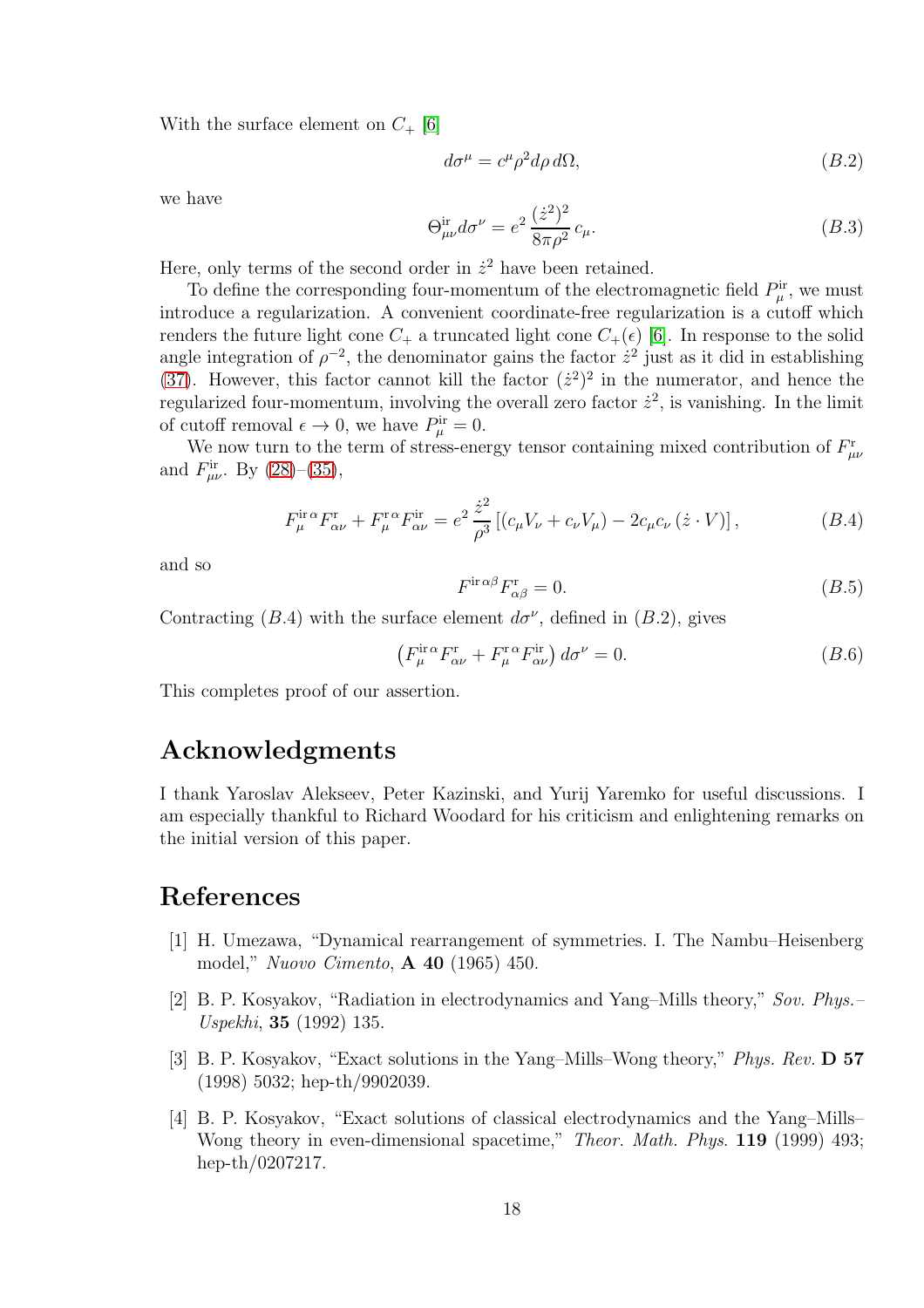With the surface element on $C_+$ [6]

$$d\sigma^\mu = c^\mu \rho^2 d\rho\, d\Omega, \tag{B.2}$$

we have

$$\Theta^{\rm ir}_{\mu\nu} d\sigma^\nu = e^2 \frac{(\dot z^2)^2}{8\pi\rho^2}\, c_\mu. \tag{B.3}$$

Here, only terms of the second order in $\dot z^2$ have been retained.

To define the corresponding four-momentum of the electromagnetic field $P^{\rm ir}_\mu$, we must introduce a regularization. A convenient coordinate-free regularization is a cutoff which renders the future light cone $C_+$ a truncated light cone $C_+(\epsilon)$ [6]. In response to the solid angle integration of $\rho^{-2}$, the denominator gains the factor $\dot z^2$ just as it did in establishing (37). However, this factor cannot kill the factor $(\dot z^2)^2$ in the numerator, and hence the regularized four-momentum, involving the overall zero factor $\dot z^2$, is vanishing. In the limit of cutoff removal $\epsilon \to 0$, we have $P^{\rm ir}_\mu = 0$.

We now turn to the term of stress-energy tensor containing mixed contribution of $F^{\rm r}_{\mu\nu}$ and $F^{\rm ir}_{\mu\nu}$. By (28)–(35),

$$F_\mu^{{\rm ir}\,\alpha} F^{\rm r}_{\alpha\nu} + F_\mu^{{\rm r}\,\alpha} F^{\rm ir}_{\alpha\nu} = e^2 \frac{\dot z^2}{\rho^3}\left[(c_\mu V_\nu + c_\nu V_\mu) - 2c_\mu c_\nu\,(\dot z\cdot V)\right], \tag{B.4}$$

and so

$$F^{{\rm ir}\,\alpha\beta} F^{\rm r}_{\alpha\beta} = 0. \tag{B.5}$$

Contracting $(B.4)$ with the surface element $d\sigma^\nu$, defined in $(B.2)$, gives

$$\left(F_\mu^{{\rm ir}\,\alpha} F^{\rm r}_{\alpha\nu} + F_\mu^{{\rm r}\,\alpha} F^{\rm ir}_{\alpha\nu}\right) d\sigma^\nu = 0. \tag{B.6}$$

This completes proof of our assertion.

## Acknowledgments

I thank Yaroslav Alekseev, Peter Kazinski, and Yurij Yaremko for useful discussions. I am especially thankful to Richard Woodard for his criticism and enlightening remarks on the initial version of this paper.

## References

[1] H. Umezawa, "Dynamical rearrangement of symmetries. I. The Nambu–Heisenberg model," *Nuovo Cimento*, **A 40** (1965) 450.

[2] B. P. Kosyakov, "Radiation in electrodynamics and Yang–Mills theory," *Sov. Phys.–Uspekhi*, **35** (1992) 135.

[3] B. P. Kosyakov, "Exact solutions in the Yang–Mills–Wong theory," *Phys. Rev.* **D 57** (1998) 5032; hep-th/9902039.

[4] B. P. Kosyakov, "Exact solutions of classical electrodynamics and the Yang–Mills–Wong theory in even-dimensional spacetime," *Theor. Math. Phys.* **119** (1999) 493; hep-th/0207217.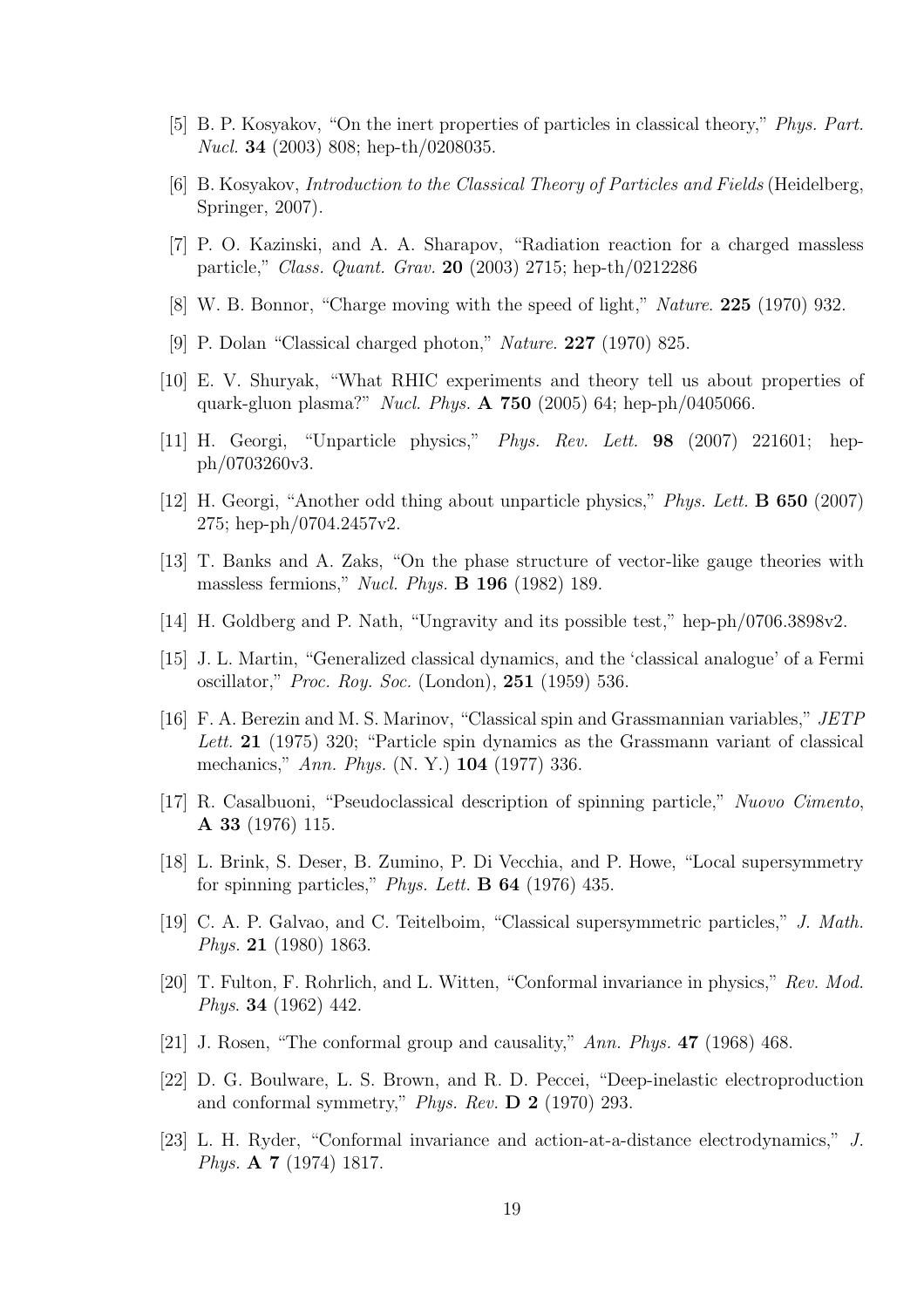[5] B. P. Kosyakov, "On the inert properties of particles in classical theory," *Phys. Part. Nucl.* **34** (2003) 808; hep-th/0208035.

[6] B. Kosyakov, *Introduction to the Classical Theory of Particles and Fields* (Heidelberg, Springer, 2007).

[7] P. O. Kazinski, and A. A. Sharapov, "Radiation reaction for a charged massless particle," *Class. Quant. Grav.* **20** (2003) 2715; hep-th/0212286

[8] W. B. Bonnor, "Charge moving with the speed of light," *Nature.* **225** (1970) 932.

[9] P. Dolan "Classical charged photon," *Nature.* **227** (1970) 825.

[10] E. V. Shuryak, "What RHIC experiments and theory tell us about properties of quark-gluon plasma?" *Nucl. Phys.* **A 750** (2005) 64; hep-ph/0405066.

[11] H. Georgi, "Unparticle physics," *Phys. Rev. Lett.* **98** (2007) 221601; hep-ph/0703260v3.

[12] H. Georgi, "Another odd thing about unparticle physics," *Phys. Lett.* **B 650** (2007) 275; hep-ph/0704.2457v2.

[13] T. Banks and A. Zaks, "On the phase structure of vector-like gauge theories with massless fermions," *Nucl. Phys.* **B 196** (1982) 189.

[14] H. Goldberg and P. Nath, "Ungravity and its possible test," hep-ph/0706.3898v2.

[15] J. L. Martin, "Generalized classical dynamics, and the 'classical analogue' of a Fermi oscillator," *Proc. Roy. Soc.* (London), **251** (1959) 536.

[16] F. A. Berezin and M. S. Marinov, "Classical spin and Grassmannian variables," *JETP Lett.* **21** (1975) 320; "Particle spin dynamics as the Grassmann variant of classical mechanics," *Ann. Phys.* (N. Y.) **104** (1977) 336.

[17] R. Casalbuoni, "Pseudoclassical description of spinning particle," *Nuovo Cimento*, **A 33** (1976) 115.

[18] L. Brink, S. Deser, B. Zumino, P. Di Vecchia, and P. Howe, "Local supersymmetry for spinning particles," *Phys. Lett.* **B 64** (1976) 435.

[19] C. A. P. Galvao, and C. Teitelboim, "Classical supersymmetric particles," *J. Math. Phys.* **21** (1980) 1863.

[20] T. Fulton, F. Rohrlich, and L. Witten, "Conformal invariance in physics," *Rev. Mod. Phys.* **34** (1962) 442.

[21] J. Rosen, "The conformal group and causality," *Ann. Phys.* **47** (1968) 468.

[22] D. G. Boulware, L. S. Brown, and R. D. Peccei, "Deep-inelastic electroproduction and conformal symmetry," *Phys. Rev.* **D 2** (1970) 293.

[23] L. H. Ryder, "Conformal invariance and action-at-a-distance electrodynamics," *J. Phys.* **A 7** (1974) 1817.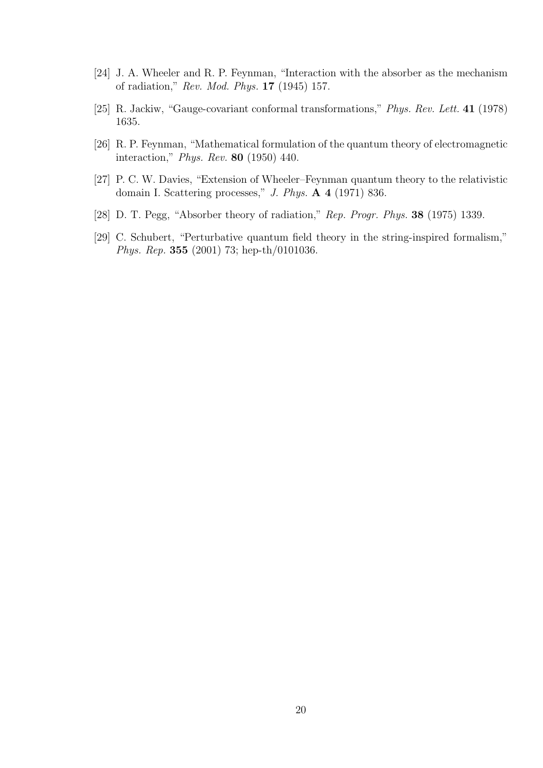[24] J. A. Wheeler and R. P. Feynman, "Interaction with the absorber as the mechanism of radiation," *Rev. Mod. Phys.* **17** (1945) 157.

[25] R. Jackiw, "Gauge-covariant conformal transformations," *Phys. Rev. Lett.* **41** (1978) 1635.

[26] R. P. Feynman, "Mathematical formulation of the quantum theory of electromagnetic interaction," *Phys. Rev.* **80** (1950) 440.

[27] P. C. W. Davies, "Extension of Wheeler–Feynman quantum theory to the relativistic domain I. Scattering processes," *J. Phys.* **A 4** (1971) 836.

[28] D. T. Pegg, "Absorber theory of radiation," *Rep. Progr. Phys.* **38** (1975) 1339.

[29] C. Schubert, "Perturbative quantum field theory in the string-inspired formalism," *Phys. Rep.* **355** (2001) 73; hep-th/0101036.